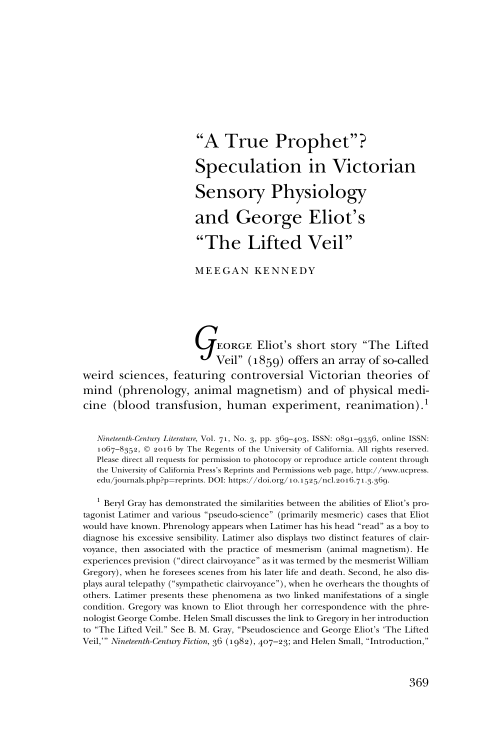# "A True Prophet"? Speculation in Victorian Sensory Physiology and George Eliot's "The Lifted Veil"

MEEGAN KENNEDY

GEORGE Eliot's short story "The Lifted Veil" (1859) offers an array of so-called weird sciences, featuring controversial Victorian theories of mind (phrenology, animal magnetism) and of physical medicine (blood transfusion, human experiment, reanimation).[1]

*Nineteenth-Century Literature*, Vol. 71, No. 3, pp. 369–403, ISSN: 0891–9356, online ISSN: 1067–8352, © 2016 by The Regents of the University of California. All rights reserved. Please direct all requests for permission to photocopy or reproduce article content through the University of California Press's Reprints and Permissions web page, http://www.ucpress.edu/journals.php?p=reprints. DOI: https://doi.org/10.1525/ncl.2016.71.3.369.

[1] Beryl Gray has demonstrated the similarities between the abilities of Eliot's protagonist Latimer and various "pseudo-science" (primarily mesmeric) cases that Eliot would have known. Phrenology appears when Latimer has his head "read" as a boy to diagnose his excessive sensibility. Latimer also displays two distinct features of clairvoyance, then associated with the practice of mesmerism (animal magnetism). He experiences prevision ("direct clairvoyance" as it was termed by the mesmerist William Gregory), when he foresees scenes from his later life and death. Second, he also displays aural telepathy ("sympathetic clairvoyance"), when he overhears the thoughts of others. Latimer presents these phenomena as two linked manifestations of a single condition. Gregory was known to Eliot through her correspondence with the phrenologist George Combe. Helen Small discusses the link to Gregory in her introduction to "The Lifted Veil." See B. M. Gray, "Pseudoscience and George Eliot's 'The Lifted Veil,'" *Nineteenth-Century Fiction*, 36 (1982), 407–23; and Helen Small, "Introduction,"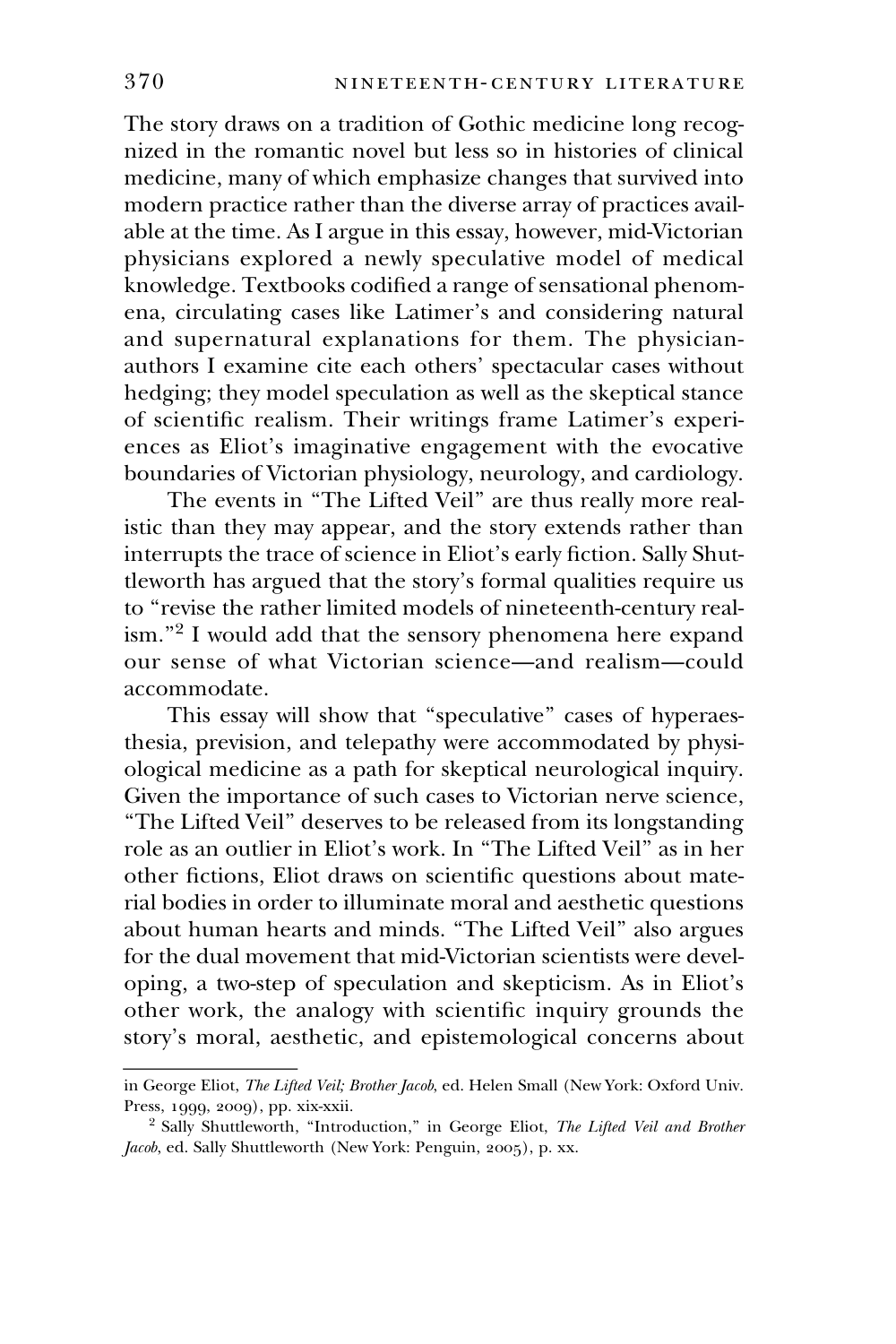The story draws on a tradition of Gothic medicine long recognized in the romantic novel but less so in histories of clinical medicine, many of which emphasize changes that survived into modern practice rather than the diverse array of practices available at the time. As I argue in this essay, however, mid-Victorian physicians explored a newly speculative model of medical knowledge. Textbooks codified a range of sensational phenomena, circulating cases like Latimer's and considering natural and supernatural explanations for them. The physician-authors I examine cite each others' spectacular cases without hedging; they model speculation as well as the skeptical stance of scientific realism. Their writings frame Latimer's experiences as Eliot's imaginative engagement with the evocative boundaries of Victorian physiology, neurology, and cardiology.

The events in "The Lifted Veil" are thus really more realistic than they may appear, and the story extends rather than interrupts the trace of science in Eliot's early fiction. Sally Shuttleworth has argued that the story's formal qualities require us to "revise the rather limited models of nineteenth-century realism."[2] I would add that the sensory phenomena here expand our sense of what Victorian science—and realism—could accommodate.

This essay will show that "speculative" cases of hyperaesthesia, prevision, and telepathy were accommodated by physiological medicine as a path for skeptical neurological inquiry. Given the importance of such cases to Victorian nerve science, "The Lifted Veil" deserves to be released from its longstanding role as an outlier in Eliot's work. In "The Lifted Veil" as in her other fictions, Eliot draws on scientific questions about material bodies in order to illuminate moral and aesthetic questions about human hearts and minds. "The Lifted Veil" also argues for the dual movement that mid-Victorian scientists were developing, a two-step of speculation and skepticism. As in Eliot's other work, the analogy with scientific inquiry grounds the story's moral, aesthetic, and epistemological concerns about

---

in George Eliot, *The Lifted Veil; Brother Jacob*, ed. Helen Small (New York: Oxford Univ. Press, 1999, 2009), pp. xix-xxii.

[2] Sally Shuttleworth, "Introduction," in George Eliot, *The Lifted Veil and Brother Jacob*, ed. Sally Shuttleworth (New York: Penguin, 2005), p. xx.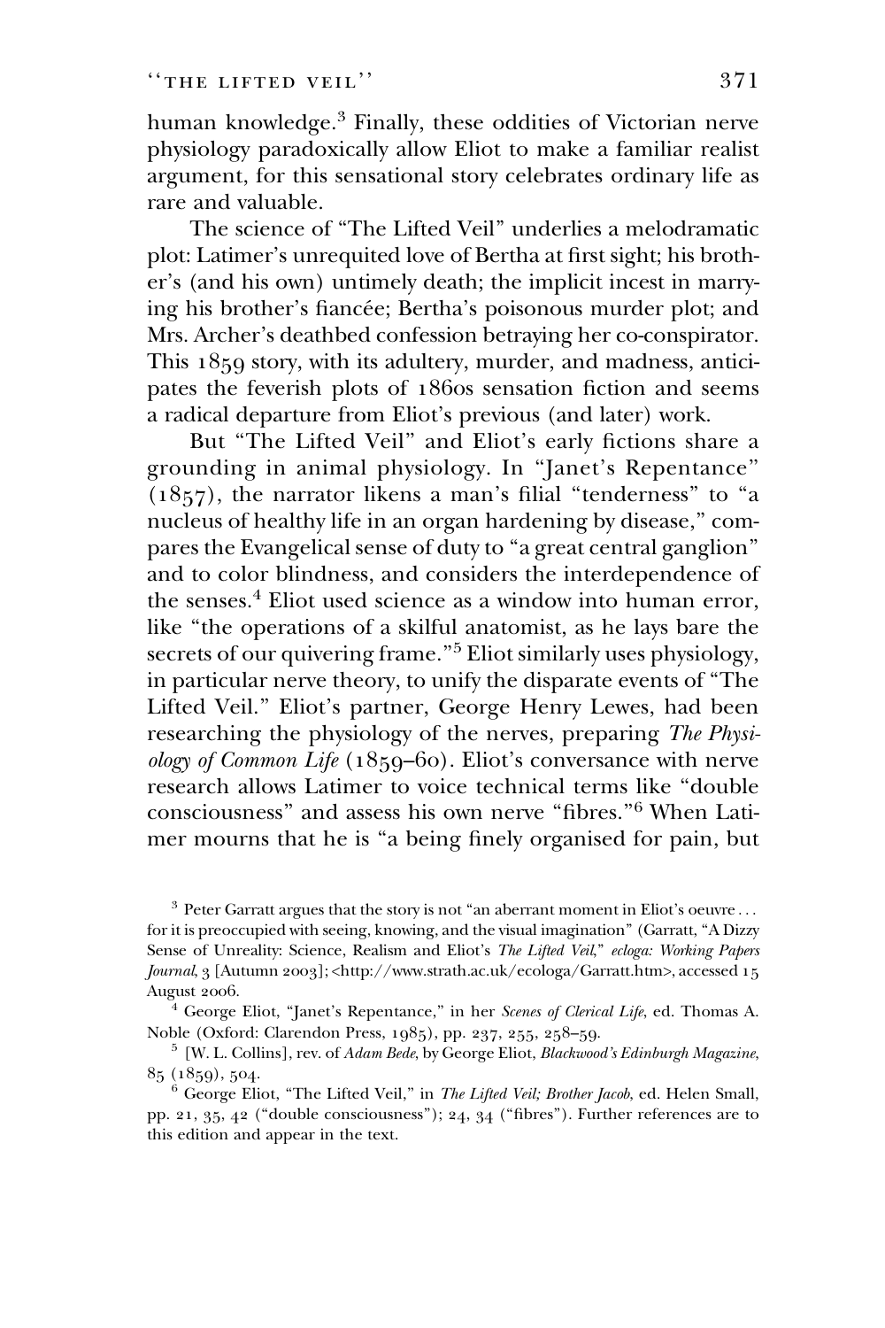human knowledge.[3] Finally, these oddities of Victorian nerve physiology paradoxically allow Eliot to make a familiar realist argument, for this sensational story celebrates ordinary life as rare and valuable.

The science of "The Lifted Veil" underlies a melodramatic plot: Latimer's unrequited love of Bertha at first sight; his brother's (and his own) untimely death; the implicit incest in marrying his brother's fiancée; Bertha's poisonous murder plot; and Mrs. Archer's deathbed confession betraying her co-conspirator. This 1859 story, with its adultery, murder, and madness, anticipates the feverish plots of 1860s sensation fiction and seems a radical departure from Eliot's previous (and later) work.

But "The Lifted Veil" and Eliot's early fictions share a grounding in animal physiology. In "Janet's Repentance" (1857), the narrator likens a man's filial "tenderness" to "a nucleus of healthy life in an organ hardening by disease," compares the Evangelical sense of duty to "a great central ganglion" and to color blindness, and considers the interdependence of the senses.[4] Eliot used science as a window into human error, like "the operations of a skilful anatomist, as he lays bare the secrets of our quivering frame."[5] Eliot similarly uses physiology, in particular nerve theory, to unify the disparate events of "The Lifted Veil." Eliot's partner, George Henry Lewes, had been researching the physiology of the nerves, preparing *The Physiology of Common Life* (1859–60). Eliot's conversance with nerve research allows Latimer to voice technical terms like "double consciousness" and assess his own nerve "fibres."[6] When Latimer mourns that he is "a being finely organised for pain, but

---

[3] Peter Garratt argues that the story is not "an aberrant moment in Eliot's oeuvre . . . for it is preoccupied with seeing, knowing, and the visual imagination" (Garratt, "A Dizzy Sense of Unreality: Science, Realism and Eliot's *The Lifted Veil*," *ecloga: Working Papers Journal*, 3 [Autumn 2003]; <http://www.strath.ac.uk/ecloga/Garratt.htm>, accessed 15 August 2006.

[4] George Eliot, "Janet's Repentance," in her *Scenes of Clerical Life*, ed. Thomas A. Noble (Oxford: Clarendon Press, 1985), pp. 237, 255, 258–59.

[5] [W. L. Collins], rev. of *Adam Bede*, by George Eliot, *Blackwood's Edinburgh Magazine*, 85 (1859), 504.

[6] George Eliot, "The Lifted Veil," in *The Lifted Veil; Brother Jacob*, ed. Helen Small, pp. 21, 35, 42 ("double consciousness"); 24, 34 ("fibres"). Further references are to this edition and appear in the text.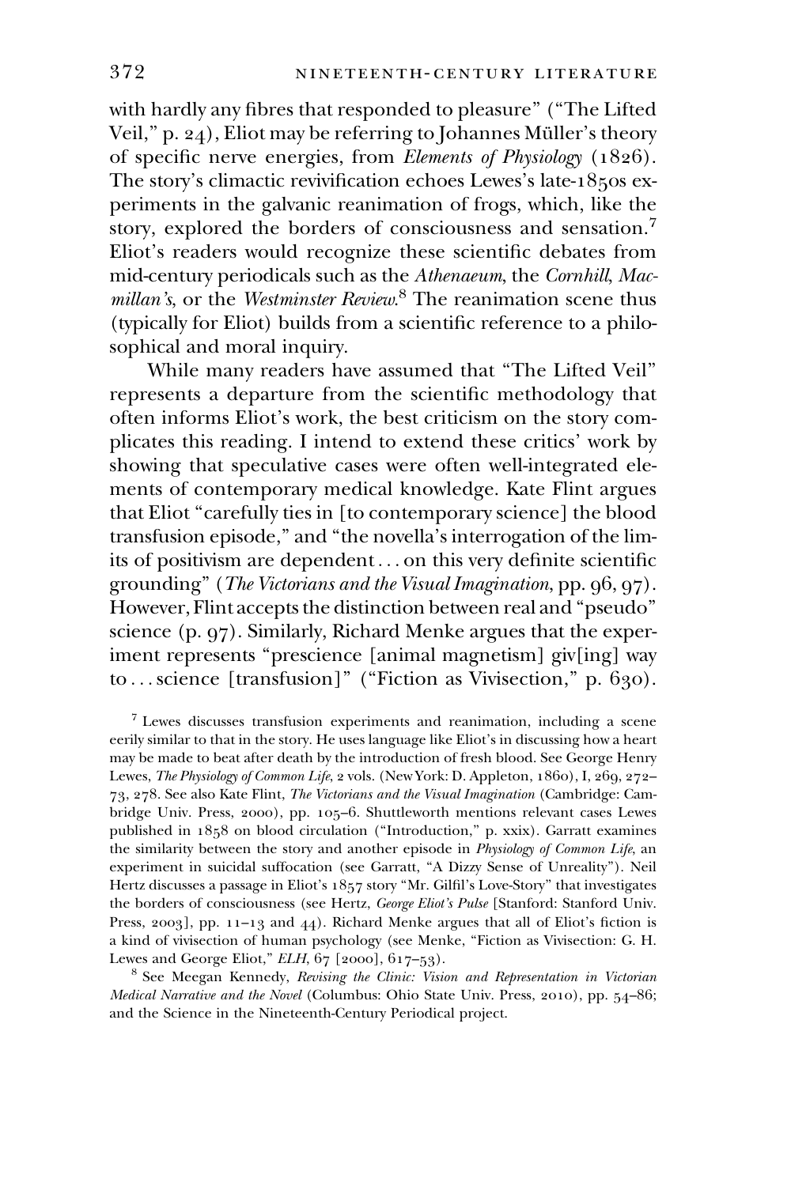with hardly any fibres that responded to pleasure" ("The Lifted Veil," p. 24), Eliot may be referring to Johannes Müller's theory of specific nerve energies, from *Elements of Physiology* (1826). The story's climactic revivification echoes Lewes's late-1850s experiments in the galvanic reanimation of frogs, which, like the story, explored the borders of consciousness and sensation.[7] Eliot's readers would recognize these scientific debates from mid-century periodicals such as the *Athenaeum*, the *Cornhill*, *Macmillan's*, or the *Westminster Review*.[8] The reanimation scene thus (typically for Eliot) builds from a scientific reference to a philosophical and moral inquiry.

While many readers have assumed that "The Lifted Veil" represents a departure from the scientific methodology that often informs Eliot's work, the best criticism on the story complicates this reading. I intend to extend these critics' work by showing that speculative cases were often well-integrated elements of contemporary medical knowledge. Kate Flint argues that Eliot "carefully ties in [to contemporary science] the blood transfusion episode," and "the novella's interrogation of the limits of positivism are dependent . . . on this very definite scientific grounding" (*The Victorians and the Visual Imagination*, pp. 96, 97). However, Flint accepts the distinction between real and "pseudo" science (p. 97). Similarly, Richard Menke argues that the experiment represents "prescience [animal magnetism] giv[ing] way to . . . science [transfusion]" ("Fiction as Vivisection," p. 630).

[7] Lewes discusses transfusion experiments and reanimation, including a scene eerily similar to that in the story. He uses language like Eliot's in discussing how a heart may be made to beat after death by the introduction of fresh blood. See George Henry Lewes, *The Physiology of Common Life*, 2 vols. (New York: D. Appleton, 1860), I, 269, 272–73, 278. See also Kate Flint, *The Victorians and the Visual Imagination* (Cambridge: Cambridge Univ. Press, 2000), pp. 105–6. Shuttleworth mentions relevant cases Lewes published in 1858 on blood circulation ("Introduction," p. xxix). Garratt examines the similarity between the story and another episode in *Physiology of Common Life*, an experiment in suicidal suffocation (see Garratt, "A Dizzy Sense of Unreality"). Neil Hertz discusses a passage in Eliot's 1857 story "Mr. Gilfil's Love-Story" that investigates the borders of consciousness (see Hertz, *George Eliot's Pulse* [Stanford: Stanford Univ. Press, 2003], pp. 11–13 and 44). Richard Menke argues that all of Eliot's fiction is a kind of vivisection of human psychology (see Menke, "Fiction as Vivisection: G. H. Lewes and George Eliot," *ELH*, 67 [2000], 617–53).

[8] See Meegan Kennedy, *Revising the Clinic: Vision and Representation in Victorian Medical Narrative and the Novel* (Columbus: Ohio State Univ. Press, 2010), pp. 54–86; and the Science in the Nineteenth-Century Periodical project.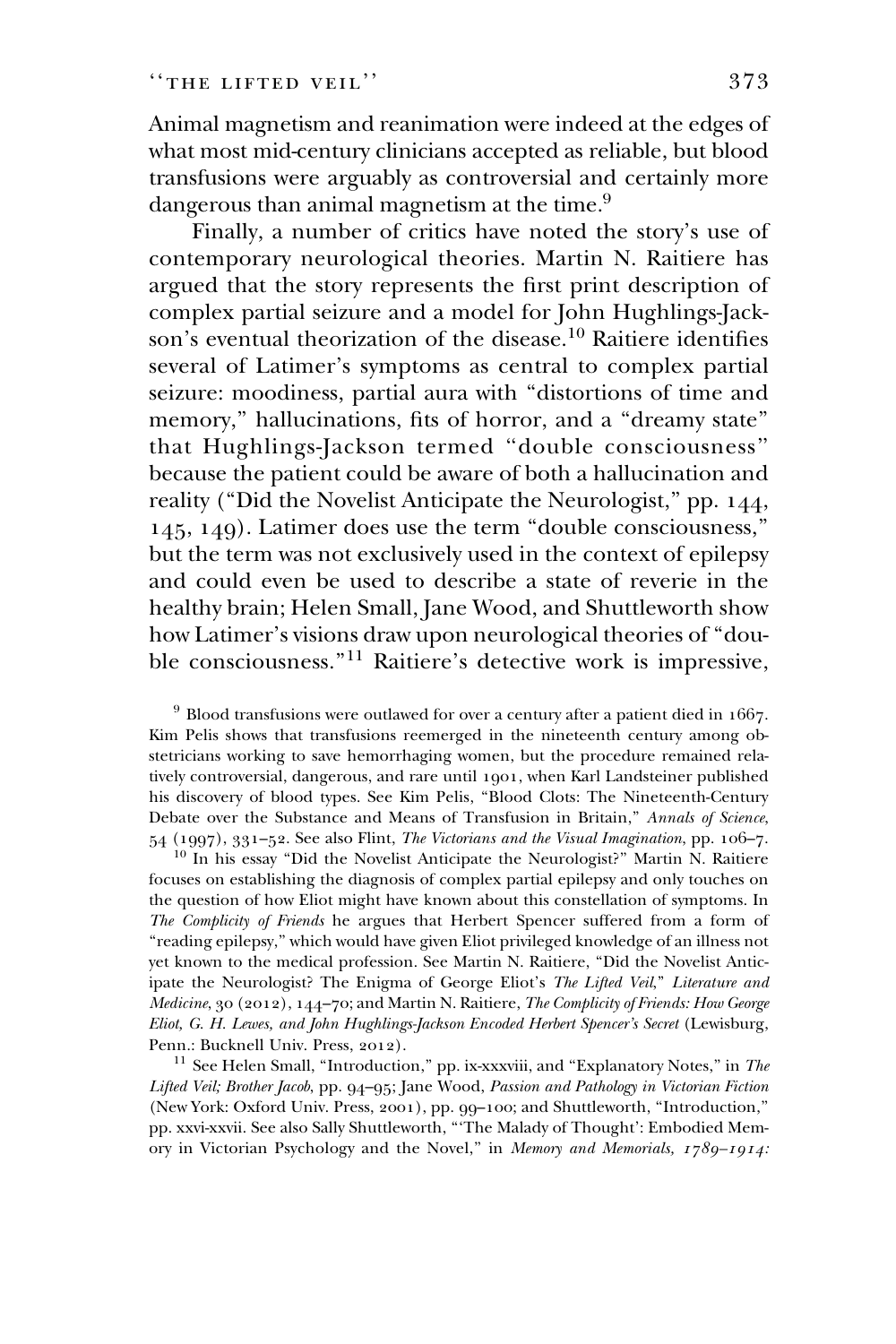Animal magnetism and reanimation were indeed at the edges of what most mid-century clinicians accepted as reliable, but blood transfusions were arguably as controversial and certainly more dangerous than animal magnetism at the time.[9]

Finally, a number of critics have noted the story's use of contemporary neurological theories. Martin N. Raitiere has argued that the story represents the first print description of complex partial seizure and a model for John Hughlings-Jackson's eventual theorization of the disease.[10] Raitiere identifies several of Latimer's symptoms as central to complex partial seizure: moodiness, partial aura with "distortions of time and memory," hallucinations, fits of horror, and a "dreamy state" that Hughlings-Jackson termed "double consciousness" because the patient could be aware of both a hallucination and reality ("Did the Novelist Anticipate the Neurologist," pp. 144, 145, 149). Latimer does use the term "double consciousness," but the term was not exclusively used in the context of epilepsy and could even be used to describe a state of reverie in the healthy brain; Helen Small, Jane Wood, and Shuttleworth show how Latimer's visions draw upon neurological theories of "double consciousness."[11] Raitiere's detective work is impressive,

[9] Blood transfusions were outlawed for over a century after a patient died in 1667. Kim Pelis shows that transfusions reemerged in the nineteenth century among obstetricians working to save hemorrhaging women, but the procedure remained relatively controversial, dangerous, and rare until 1901, when Karl Landsteiner published his discovery of blood types. See Kim Pelis, "Blood Clots: The Nineteenth-Century Debate over the Substance and Means of Transfusion in Britain," *Annals of Science*, 54 (1997), 331–52. See also Flint, *The Victorians and the Visual Imagination*, pp. 106–7.

[10] In his essay "Did the Novelist Anticipate the Neurologist?" Martin N. Raitiere focuses on establishing the diagnosis of complex partial epilepsy and only touches on the question of how Eliot might have known about this constellation of symptoms. In *The Complicity of Friends* he argues that Herbert Spencer suffered from a form of "reading epilepsy," which would have given Eliot privileged knowledge of an illness not yet known to the medical profession. See Martin N. Raitiere, "Did the Novelist Anticipate the Neurologist? The Enigma of George Eliot's *The Lifted Veil*," *Literature and Medicine*, 30 (2012), 144–70; and Martin N. Raitiere, *The Complicity of Friends: How George Eliot, G. H. Lewes, and John Hughlings-Jackson Encoded Herbert Spencer's Secret* (Lewisburg, Penn.: Bucknell Univ. Press, 2012).

[11] See Helen Small, "Introduction," pp. ix-xxxviii, and "Explanatory Notes," in *The Lifted Veil; Brother Jacob*, pp. 94–95; Jane Wood, *Passion and Pathology in Victorian Fiction* (New York: Oxford Univ. Press, 2001), pp. 99–100; and Shuttleworth, "Introduction," pp. xxvi-xxvii. See also Sally Shuttleworth, "'The Malady of Thought': Embodied Memory in Victorian Psychology and the Novel," in *Memory and Memorials, 1789–1914:*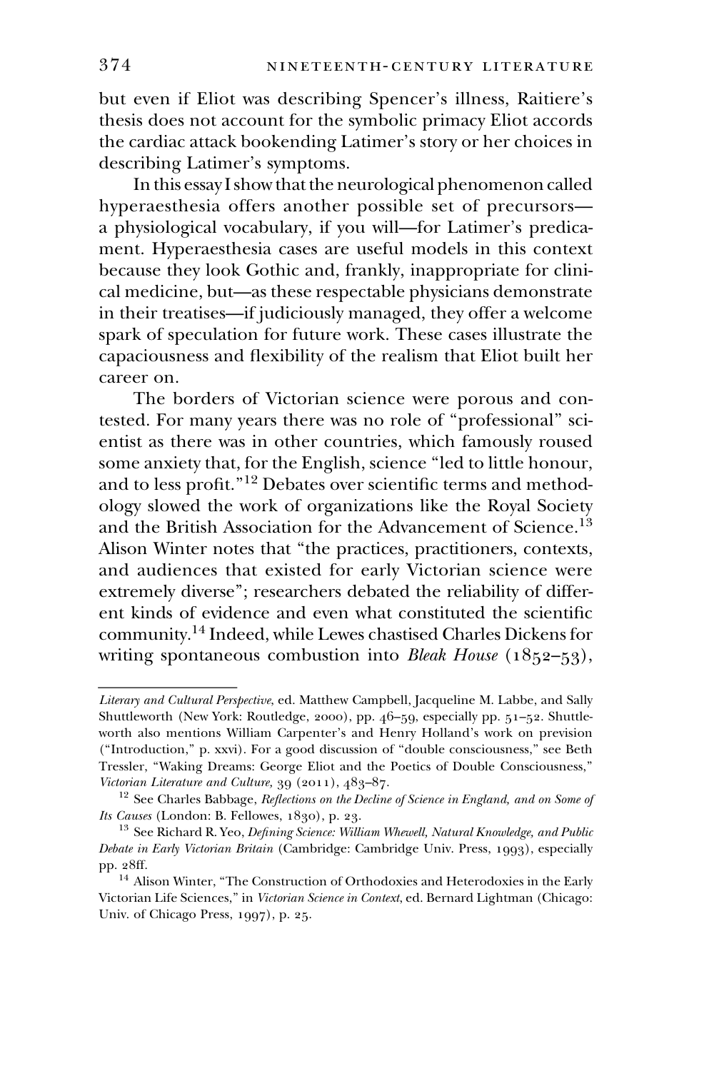but even if Eliot was describing Spencer's illness, Raitiere's thesis does not account for the symbolic primacy Eliot accords the cardiac attack bookending Latimer's story or her choices in describing Latimer's symptoms.

In this essay I show that the neurological phenomenon called hyperaesthesia offers another possible set of precursors—a physiological vocabulary, if you will—for Latimer's predicament. Hyperaesthesia cases are useful models in this context because they look Gothic and, frankly, inappropriate for clinical medicine, but—as these respectable physicians demonstrate in their treatises—if judiciously managed, they offer a welcome spark of speculation for future work. These cases illustrate the capaciousness and flexibility of the realism that Eliot built her career on.

The borders of Victorian science were porous and contested. For many years there was no role of "professional" scientist as there was in other countries, which famously roused some anxiety that, for the English, science "led to little honour, and to less profit."[12] Debates over scientific terms and methodology slowed the work of organizations like the Royal Society and the British Association for the Advancement of Science.[13] Alison Winter notes that "the practices, practitioners, contexts, and audiences that existed for early Victorian science were extremely diverse"; researchers debated the reliability of different kinds of evidence and even what constituted the scientific community.[14] Indeed, while Lewes chastised Charles Dickens for writing spontaneous combustion into *Bleak House* (1852–53),

---

*Literary and Cultural Perspective*, ed. Matthew Campbell, Jacqueline M. Labbe, and Sally Shuttleworth (New York: Routledge, 2000), pp. 46–59, especially pp. 51–52. Shuttleworth also mentions William Carpenter's and Henry Holland's work on prevision ("Introduction," p. xxvi). For a good discussion of "double consciousness," see Beth Tressler, "Waking Dreams: George Eliot and the Poetics of Double Consciousness," *Victorian Literature and Culture*, 39 (2011), 483–87.

[12] See Charles Babbage, *Reflections on the Decline of Science in England, and on Some of Its Causes* (London: B. Fellowes, 1830), p. 23.

[13] See Richard R. Yeo, *Defining Science: William Whewell, Natural Knowledge, and Public Debate in Early Victorian Britain* (Cambridge: Cambridge Univ. Press, 1993), especially pp. 28ff.

[14] Alison Winter, "The Construction of Orthodoxies and Heterodoxies in the Early Victorian Life Sciences," in *Victorian Science in Context*, ed. Bernard Lightman (Chicago: Univ. of Chicago Press, 1997), p. 25.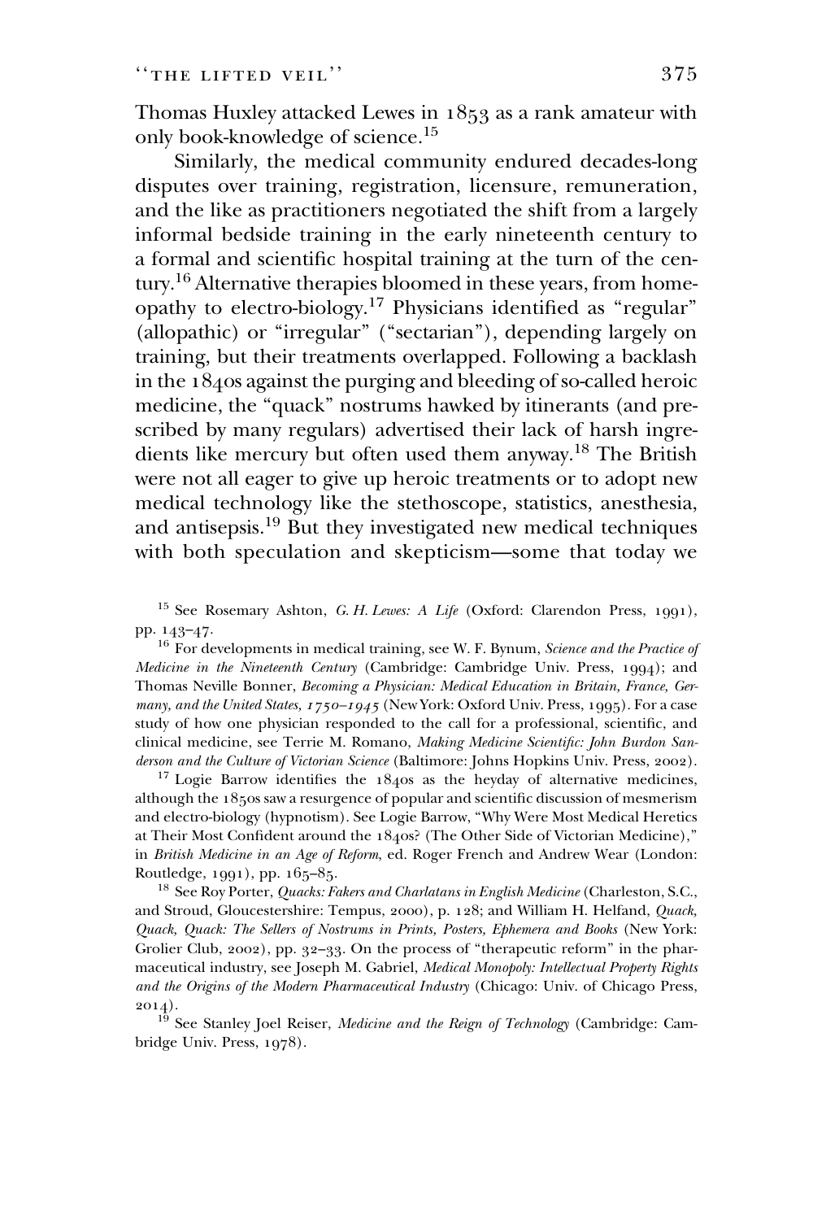Thomas Huxley attacked Lewes in 1853 as a rank amateur with only book-knowledge of science.[15]

Similarly, the medical community endured decades-long disputes over training, registration, licensure, remuneration, and the like as practitioners negotiated the shift from a largely informal bedside training in the early nineteenth century to a formal and scientific hospital training at the turn of the century.[16] Alternative therapies bloomed in these years, from homeopathy to electro-biology.[17] Physicians identified as "regular" (allopathic) or "irregular" ("sectarian"), depending largely on training, but their treatments overlapped. Following a backlash in the 1840s against the purging and bleeding of so-called heroic medicine, the "quack" nostrums hawked by itinerants (and prescribed by many regulars) advertised their lack of harsh ingredients like mercury but often used them anyway.[18] The British were not all eager to give up heroic treatments or to adopt new medical technology like the stethoscope, statistics, anesthesia, and antisepsis.[19] But they investigated new medical techniques with both speculation and skepticism—some that today we

[15] See Rosemary Ashton, *G. H. Lewes: A Life* (Oxford: Clarendon Press, 1991), pp. 143–47.

[16] For developments in medical training, see W. F. Bynum, *Science and the Practice of Medicine in the Nineteenth Century* (Cambridge: Cambridge Univ. Press, 1994); and Thomas Neville Bonner, *Becoming a Physician: Medical Education in Britain, France, Germany, and the United States, 1750–1945* (New York: Oxford Univ. Press, 1995). For a case study of how one physician responded to the call for a professional, scientific, and clinical medicine, see Terrie M. Romano, *Making Medicine Scientific: John Burdon Sanderson and the Culture of Victorian Science* (Baltimore: Johns Hopkins Univ. Press, 2002).

[17] Logie Barrow identifies the 1840s as the heyday of alternative medicines, although the 1850s saw a resurgence of popular and scientific discussion of mesmerism and electro-biology (hypnotism). See Logie Barrow, "Why Were Most Medical Heretics at Their Most Confident around the 1840s? (The Other Side of Victorian Medicine)," in *British Medicine in an Age of Reform*, ed. Roger French and Andrew Wear (London: Routledge, 1991), pp. 165–85.

[18] See Roy Porter, *Quacks: Fakers and Charlatans in English Medicine* (Charleston, S.C., and Stroud, Gloucestershire: Tempus, 2000), p. 128; and William H. Helfand, *Quack, Quack, Quack: The Sellers of Nostrums in Prints, Posters, Ephemera and Books* (New York: Grolier Club, 2002), pp. 32–33. On the process of "therapeutic reform" in the pharmaceutical industry, see Joseph M. Gabriel, *Medical Monopoly: Intellectual Property Rights and the Origins of the Modern Pharmaceutical Industry* (Chicago: Univ. of Chicago Press, 2014).

[19] See Stanley Joel Reiser, *Medicine and the Reign of Technology* (Cambridge: Cambridge Univ. Press, 1978).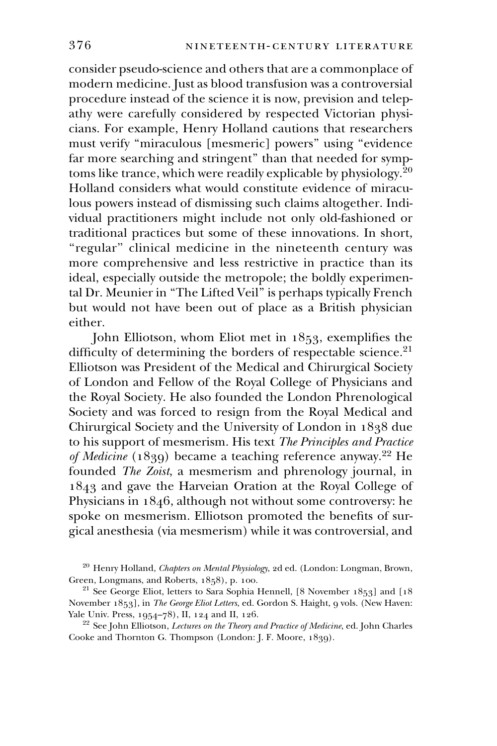consider pseudo-science and others that are a commonplace of modern medicine. Just as blood transfusion was a controversial procedure instead of the science it is now, prevision and telepathy were carefully considered by respected Victorian physicians. For example, Henry Holland cautions that researchers must verify "miraculous [mesmeric] powers" using "evidence far more searching and stringent" than that needed for symptoms like trance, which were readily explicable by physiology.[20] Holland considers what would constitute evidence of miraculous powers instead of dismissing such claims altogether. Individual practitioners might include not only old-fashioned or traditional practices but some of these innovations. In short, "regular" clinical medicine in the nineteenth century was more comprehensive and less restrictive in practice than its ideal, especially outside the metropole; the boldly experimental Dr. Meunier in "The Lifted Veil" is perhaps typically French but would not have been out of place as a British physician either.

John Elliotson, whom Eliot met in 1853, exemplifies the difficulty of determining the borders of respectable science.[21] Elliotson was President of the Medical and Chirurgical Society of London and Fellow of the Royal College of Physicians and the Royal Society. He also founded the London Phrenological Society and was forced to resign from the Royal Medical and Chirurgical Society and the University of London in 1838 due to his support of mesmerism. His text *The Principles and Practice of Medicine* (1839) became a teaching reference anyway.[22] He founded *The Zoist*, a mesmerism and phrenology journal, in 1843 and gave the Harveian Oration at the Royal College of Physicians in 1846, although not without some controversy: he spoke on mesmerism. Elliotson promoted the benefits of surgical anesthesia (via mesmerism) while it was controversial, and

[20] Henry Holland, *Chapters on Mental Physiology*, 2d ed. (London: Longman, Brown, Green, Longmans, and Roberts, 1858), p. 100.

[21] See George Eliot, letters to Sara Sophia Hennell, [8 November 1853] and [18 November 1853], in *The George Eliot Letters*, ed. Gordon S. Haight, 9 vols. (New Haven: Yale Univ. Press, 1954–78), II, 124 and II, 126.

[22] See John Elliotson, *Lectures on the Theory and Practice of Medicine*, ed. John Charles Cooke and Thornton G. Thompson (London: J. F. Moore, 1839).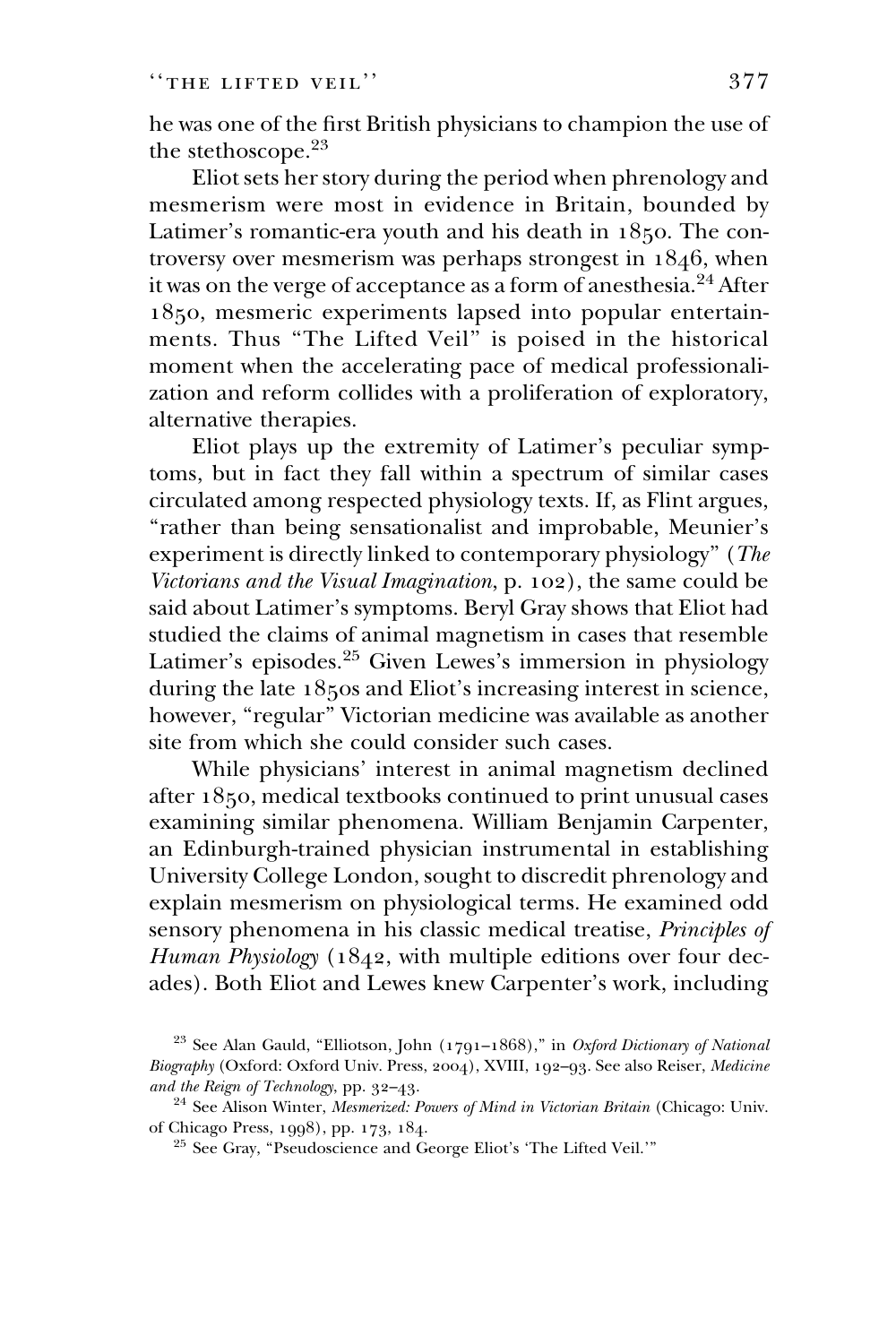he was one of the first British physicians to champion the use of the stethoscope.[23]

Eliot sets her story during the period when phrenology and mesmerism were most in evidence in Britain, bounded by Latimer's romantic-era youth and his death in 1850. The controversy over mesmerism was perhaps strongest in 1846, when it was on the verge of acceptance as a form of anesthesia.[24] After 1850, mesmeric experiments lapsed into popular entertainments. Thus "The Lifted Veil" is poised in the historical moment when the accelerating pace of medical professionalization and reform collides with a proliferation of exploratory, alternative therapies.

Eliot plays up the extremity of Latimer's peculiar symptoms, but in fact they fall within a spectrum of similar cases circulated among respected physiology texts. If, as Flint argues, "rather than being sensationalist and improbable, Meunier's experiment is directly linked to contemporary physiology" (*The Victorians and the Visual Imagination*, p. 102), the same could be said about Latimer's symptoms. Beryl Gray shows that Eliot had studied the claims of animal magnetism in cases that resemble Latimer's episodes.[25] Given Lewes's immersion in physiology during the late 1850s and Eliot's increasing interest in science, however, "regular" Victorian medicine was available as another site from which she could consider such cases.

While physicians' interest in animal magnetism declined after 1850, medical textbooks continued to print unusual cases examining similar phenomena. William Benjamin Carpenter, an Edinburgh-trained physician instrumental in establishing University College London, sought to discredit phrenology and explain mesmerism on physiological terms. He examined odd sensory phenomena in his classic medical treatise, *Principles of Human Physiology* (1842, with multiple editions over four decades). Both Eliot and Lewes knew Carpenter's work, including

[23] See Alan Gauld, "Elliotson, John (1791–1868)," in *Oxford Dictionary of National Biography* (Oxford: Oxford Univ. Press, 2004), XVIII, 192–93. See also Reiser, *Medicine and the Reign of Technology*, pp. 32–43.

[24] See Alison Winter, *Mesmerized: Powers of Mind in Victorian Britain* (Chicago: Univ. of Chicago Press, 1998), pp. 173, 184.

[25] See Gray, "Pseudoscience and George Eliot's 'The Lifted Veil.'"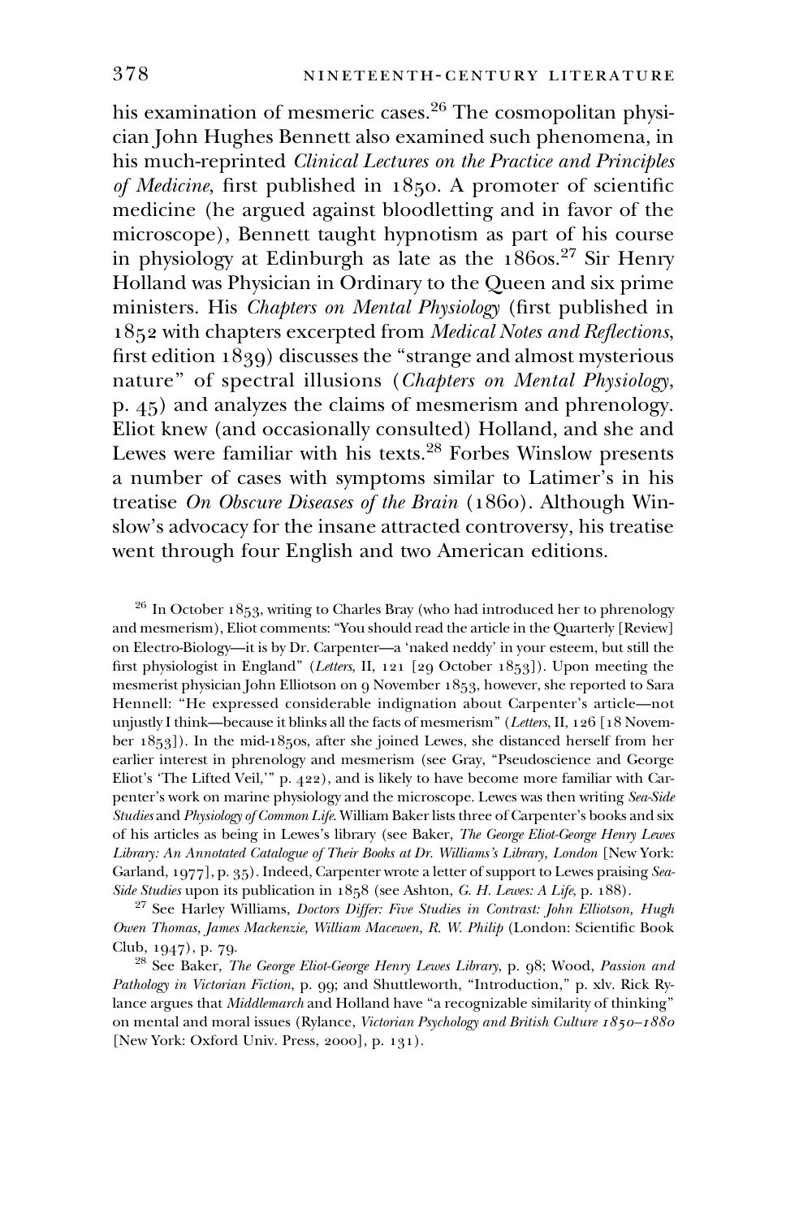his examination of mesmeric cases.[26] The cosmopolitan physician John Hughes Bennett also examined such phenomena, in his much-reprinted *Clinical Lectures on the Practice and Principles of Medicine*, first published in 1850. A promoter of scientific medicine (he argued against bloodletting and in favor of the microscope), Bennett taught hypnotism as part of his course in physiology at Edinburgh as late as the 1860s.[27] Sir Henry Holland was Physician in Ordinary to the Queen and six prime ministers. His *Chapters on Mental Physiology* (first published in 1852 with chapters excerpted from *Medical Notes and Reflections*, first edition 1839) discusses the "strange and almost mysterious nature" of spectral illusions (*Chapters on Mental Physiology*, p. 45) and analyzes the claims of mesmerism and phrenology. Eliot knew (and occasionally consulted) Holland, and she and Lewes were familiar with his texts.[28] Forbes Winslow presents a number of cases with symptoms similar to Latimer's in his treatise *On Obscure Diseases of the Brain* (1860). Although Winslow's advocacy for the insane attracted controversy, his treatise went through four English and two American editions.

[26] In October 1853, writing to Charles Bray (who had introduced her to phrenology and mesmerism), Eliot comments: "You should read the article in the Quarterly [Review] on Electro-Biology—it is by Dr. Carpenter—a 'naked neddy' in your esteem, but still the first physiologist in England" (*Letters*, II, 121 [29 October 1853]). Upon meeting the mesmerist physician John Elliotson on 9 November 1853, however, she reported to Sara Hennell: "He expressed considerable indignation about Carpenter's article—not unjustly I think—because it blinks all the facts of mesmerism" (*Letters*, II, 126 [18 November 1853]). In the mid-1850s, after she joined Lewes, she distanced herself from her earlier interest in phrenology and mesmerism (see Gray, "Pseudoscience and George Eliot's 'The Lifted Veil,'" p. 422), and is likely to have become more familiar with Carpenter's work on marine physiology and the microscope. Lewes was then writing *Sea-Side Studies* and *Physiology of Common Life*. William Baker lists three of Carpenter's books and six of his articles as being in Lewes's library (see Baker, *The George Eliot-George Henry Lewes Library: An Annotated Catalogue of Their Books at Dr. Williams's Library, London* [New York: Garland, 1977], p. 35). Indeed, Carpenter wrote a letter of support to Lewes praising *Sea-Side Studies* upon its publication in 1858 (see Ashton, *G. H. Lewes: A Life*, p. 188).

[27] See Harley Williams, *Doctors Differ: Five Studies in Contrast: John Elliotson, Hugh Owen Thomas, James Mackenzie, William Macewen, R. W. Philip* (London: Scientific Book Club, 1947), p. 79.

[28] See Baker, *The George Eliot-George Henry Lewes Library*, p. 98; Wood, *Passion and Pathology in Victorian Fiction*, p. 99; and Shuttleworth, "Introduction," p. xlv. Rick Rylance argues that *Middlemarch* and Holland have "a recognizable similarity of thinking" on mental and moral issues (Rylance, *Victorian Psychology and British Culture 1850–1880* [New York: Oxford Univ. Press, 2000], p. 131).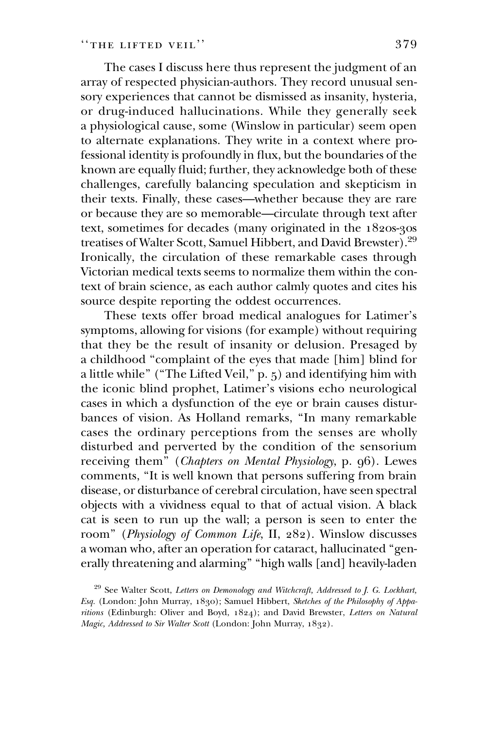The cases I discuss here thus represent the judgment of an array of respected physician-authors. They record unusual sensory experiences that cannot be dismissed as insanity, hysteria, or drug-induced hallucinations. While they generally seek a physiological cause, some (Winslow in particular) seem open to alternate explanations. They write in a context where professional identity is profoundly in flux, but the boundaries of the known are equally fluid; further, they acknowledge both of these challenges, carefully balancing speculation and skepticism in their texts. Finally, these cases—whether because they are rare or because they are so memorable—circulate through text after text, sometimes for decades (many originated in the 1820s-30s treatises of Walter Scott, Samuel Hibbert, and David Brewster).[29] Ironically, the circulation of these remarkable cases through Victorian medical texts seems to normalize them within the context of brain science, as each author calmly quotes and cites his source despite reporting the oddest occurrences.

These texts offer broad medical analogues for Latimer's symptoms, allowing for visions (for example) without requiring that they be the result of insanity or delusion. Presaged by a childhood "complaint of the eyes that made [him] blind for a little while" ("The Lifted Veil," p. 5) and identifying him with the iconic blind prophet, Latimer's visions echo neurological cases in which a dysfunction of the eye or brain causes disturbances of vision. As Holland remarks, "In many remarkable cases the ordinary perceptions from the senses are wholly disturbed and perverted by the condition of the sensorium receiving them" (*Chapters on Mental Physiology*, p. 96). Lewes comments, "It is well known that persons suffering from brain disease, or disturbance of cerebral circulation, have seen spectral objects with a vividness equal to that of actual vision. A black cat is seen to run up the wall; a person is seen to enter the room" (*Physiology of Common Life*, II, 282). Winslow discusses a woman who, after an operation for cataract, hallucinated "generally threatening and alarming" "high walls [and] heavily-laden

[29] See Walter Scott, *Letters on Demonology and Witchcraft, Addressed to J. G. Lockhart, Esq.* (London: John Murray, 1830); Samuel Hibbert, *Sketches of the Philosophy of Apparitions* (Edinburgh: Oliver and Boyd, 1824); and David Brewster, *Letters on Natural Magic, Addressed to Sir Walter Scott* (London: John Murray, 1832).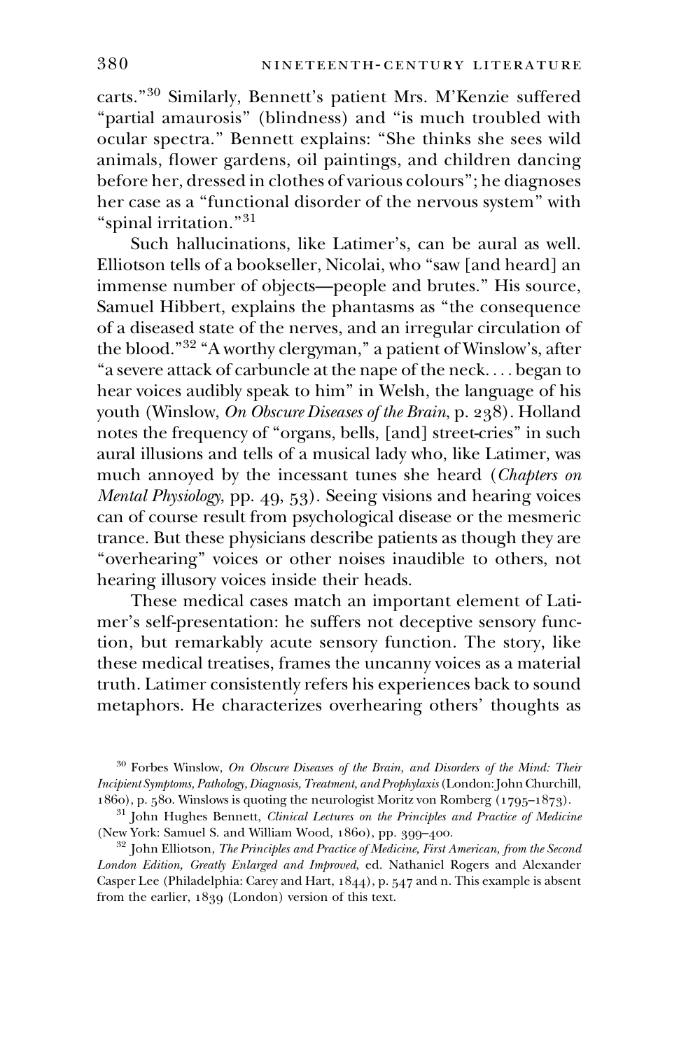carts."[30] Similarly, Bennett's patient Mrs. M'Kenzie suffered "partial amaurosis" (blindness) and "is much troubled with ocular spectra." Bennett explains: "She thinks she sees wild animals, flower gardens, oil paintings, and children dancing before her, dressed in clothes of various colours"; he diagnoses her case as a "functional disorder of the nervous system" with "spinal irritation."[31]

Such hallucinations, like Latimer's, can be aural as well. Elliotson tells of a bookseller, Nicolai, who "saw [and heard] an immense number of objects—people and brutes." His source, Samuel Hibbert, explains the phantasms as "the consequence of a diseased state of the nerves, and an irregular circulation of the blood."[32] "A worthy clergyman," a patient of Winslow's, after "a severe attack of carbuncle at the nape of the neck. . . . began to hear voices audibly speak to him" in Welsh, the language of his youth (Winslow, *On Obscure Diseases of the Brain*, p. 238). Holland notes the frequency of "organs, bells, [and] street-cries" in such aural illusions and tells of a musical lady who, like Latimer, was much annoyed by the incessant tunes she heard (*Chapters on Mental Physiology*, pp. 49, 53). Seeing visions and hearing voices can of course result from psychological disease or the mesmeric trance. But these physicians describe patients as though they are "overhearing" voices or other noises inaudible to others, not hearing illusory voices inside their heads.

These medical cases match an important element of Latimer's self-presentation: he suffers not deceptive sensory function, but remarkably acute sensory function. The story, like these medical treatises, frames the uncanny voices as a material truth. Latimer consistently refers his experiences back to sound metaphors. He characterizes overhearing others' thoughts as

[30] Forbes Winslow, *On Obscure Diseases of the Brain, and Disorders of the Mind: Their Incipient Symptoms, Pathology, Diagnosis, Treatment, and Prophylaxis* (London: John Churchill, 1860), p. 580. Winslows is quoting the neurologist Moritz von Romberg (1795–1873).

[31] John Hughes Bennett, *Clinical Lectures on the Principles and Practice of Medicine* (New York: Samuel S. and William Wood, 1860), pp. 399–400.

[32] John Elliotson, *The Principles and Practice of Medicine, First American, from the Second London Edition, Greatly Enlarged and Improved*, ed. Nathaniel Rogers and Alexander Casper Lee (Philadelphia: Carey and Hart, 1844), p. 547 and n. This example is absent from the earlier, 1839 (London) version of this text.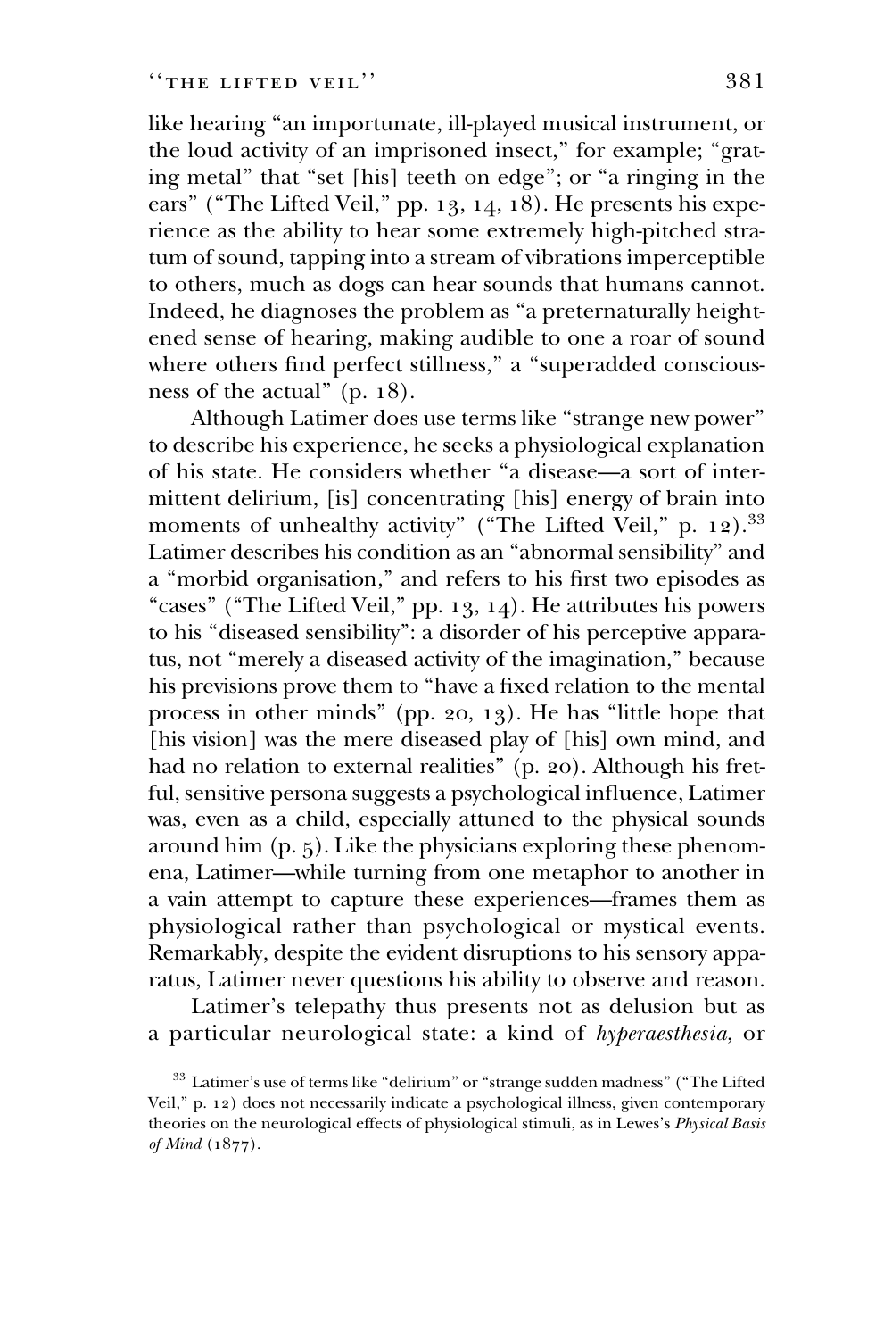like hearing "an importunate, ill-played musical instrument, or the loud activity of an imprisoned insect," for example; "grating metal" that "set [his] teeth on edge"; or "a ringing in the ears" ("The Lifted Veil," pp. 13, 14, 18). He presents his experience as the ability to hear some extremely high-pitched stratum of sound, tapping into a stream of vibrations imperceptible to others, much as dogs can hear sounds that humans cannot. Indeed, he diagnoses the problem as "a preternaturally heightened sense of hearing, making audible to one a roar of sound where others find perfect stillness," a "superadded consciousness of the actual" (p. 18).

Although Latimer does use terms like "strange new power" to describe his experience, he seeks a physiological explanation of his state. He considers whether "a disease—a sort of intermittent delirium, [is] concentrating [his] energy of brain into moments of unhealthy activity" ("The Lifted Veil," p. 12).[33] Latimer describes his condition as an "abnormal sensibility" and a "morbid organisation," and refers to his first two episodes as "cases" ("The Lifted Veil," pp. 13, 14). He attributes his powers to his "diseased sensibility": a disorder of his perceptive apparatus, not "merely a diseased activity of the imagination," because his previsions prove them to "have a fixed relation to the mental process in other minds" (pp. 20, 13). He has "little hope that [his vision] was the mere diseased play of [his] own mind, and had no relation to external realities" (p. 20). Although his fretful, sensitive persona suggests a psychological influence, Latimer was, even as a child, especially attuned to the physical sounds around him (p. 5). Like the physicians exploring these phenomena, Latimer—while turning from one metaphor to another in a vain attempt to capture these experiences—frames them as physiological rather than psychological or mystical events. Remarkably, despite the evident disruptions to his sensory apparatus, Latimer never questions his ability to observe and reason.

Latimer's telepathy thus presents not as delusion but as a particular neurological state: a kind of *hyperaesthesia*, or

[33] Latimer's use of terms like "delirium" or "strange sudden madness" ("The Lifted Veil," p. 12) does not necessarily indicate a psychological illness, given contemporary theories on the neurological effects of physiological stimuli, as in Lewes's *Physical Basis of Mind* (1877).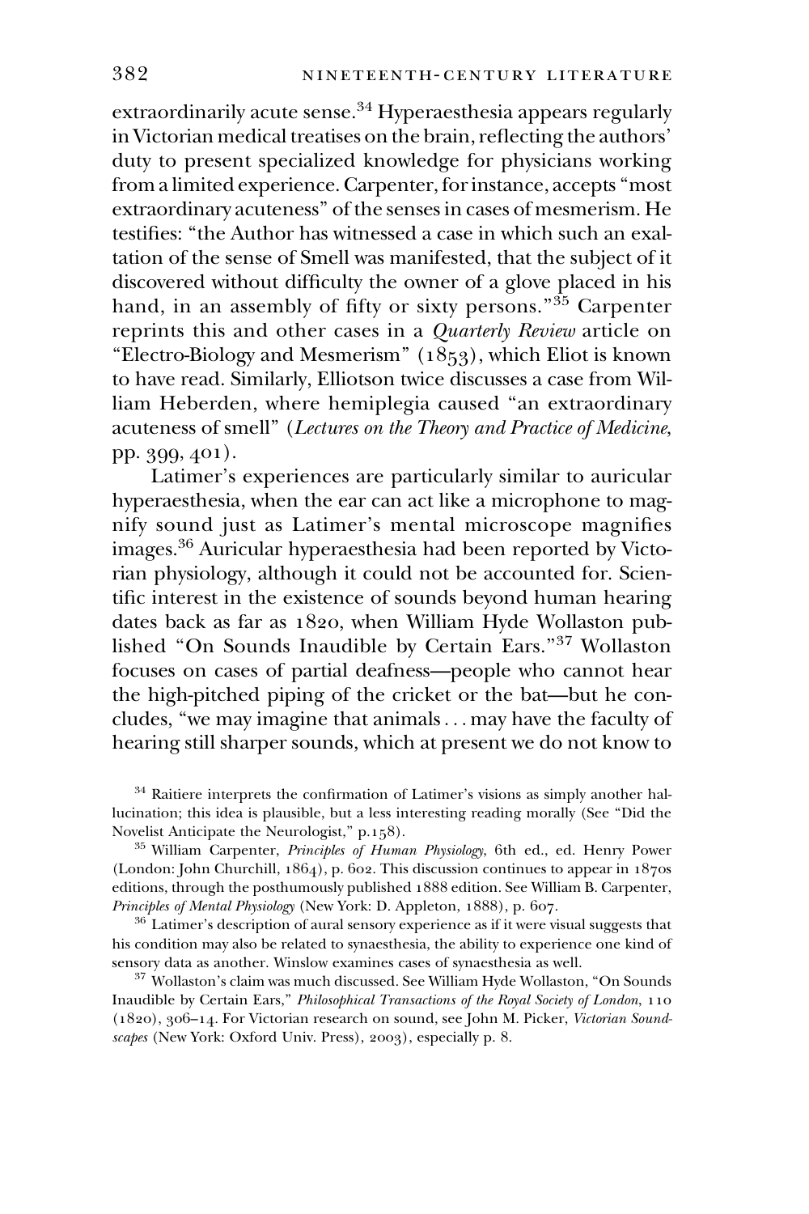extraordinarily acute sense.[34] Hyperaesthesia appears regularly in Victorian medical treatises on the brain, reflecting the authors' duty to present specialized knowledge for physicians working from a limited experience. Carpenter, for instance, accepts "most extraordinary acuteness" of the senses in cases of mesmerism. He testifies: "the Author has witnessed a case in which such an exaltation of the sense of Smell was manifested, that the subject of it discovered without difficulty the owner of a glove placed in his hand, in an assembly of fifty or sixty persons."[35] Carpenter reprints this and other cases in a *Quarterly Review* article on "Electro-Biology and Mesmerism" (1853), which Eliot is known to have read. Similarly, Elliotson twice discusses a case from William Heberden, where hemiplegia caused "an extraordinary acuteness of smell" (*Lectures on the Theory and Practice of Medicine*, pp. 399, 401).

Latimer's experiences are particularly similar to auricular hyperaesthesia, when the ear can act like a microphone to magnify sound just as Latimer's mental microscope magnifies images.[36] Auricular hyperaesthesia had been reported by Victorian physiology, although it could not be accounted for. Scientific interest in the existence of sounds beyond human hearing dates back as far as 1820, when William Hyde Wollaston published "On Sounds Inaudible by Certain Ears."[37] Wollaston focuses on cases of partial deafness—people who cannot hear the high-pitched piping of the cricket or the bat—but he concludes, "we may imagine that animals . . . may have the faculty of hearing still sharper sounds, which at present we do not know to

[34] Raitiere interprets the confirmation of Latimer's visions as simply another hallucination; this idea is plausible, but a less interesting reading morally (See "Did the Novelist Anticipate the Neurologist," p.158).

[35] William Carpenter, *Principles of Human Physiology*, 6th ed., ed. Henry Power (London: John Churchill, 1864), p. 602. This discussion continues to appear in 1870s editions, through the posthumously published 1888 edition. See William B. Carpenter, *Principles of Mental Physiology* (New York: D. Appleton, 1888), p. 607.

[36] Latimer's description of aural sensory experience as if it were visual suggests that his condition may also be related to synaesthesia, the ability to experience one kind of sensory data as another. Winslow examines cases of synaesthesia as well.

[37] Wollaston's claim was much discussed. See William Hyde Wollaston, "On Sounds Inaudible by Certain Ears," *Philosophical Transactions of the Royal Society of London*, 110 (1820), 306–14. For Victorian research on sound, see John M. Picker, *Victorian Soundscapes* (New York: Oxford Univ. Press), 2003), especially p. 8.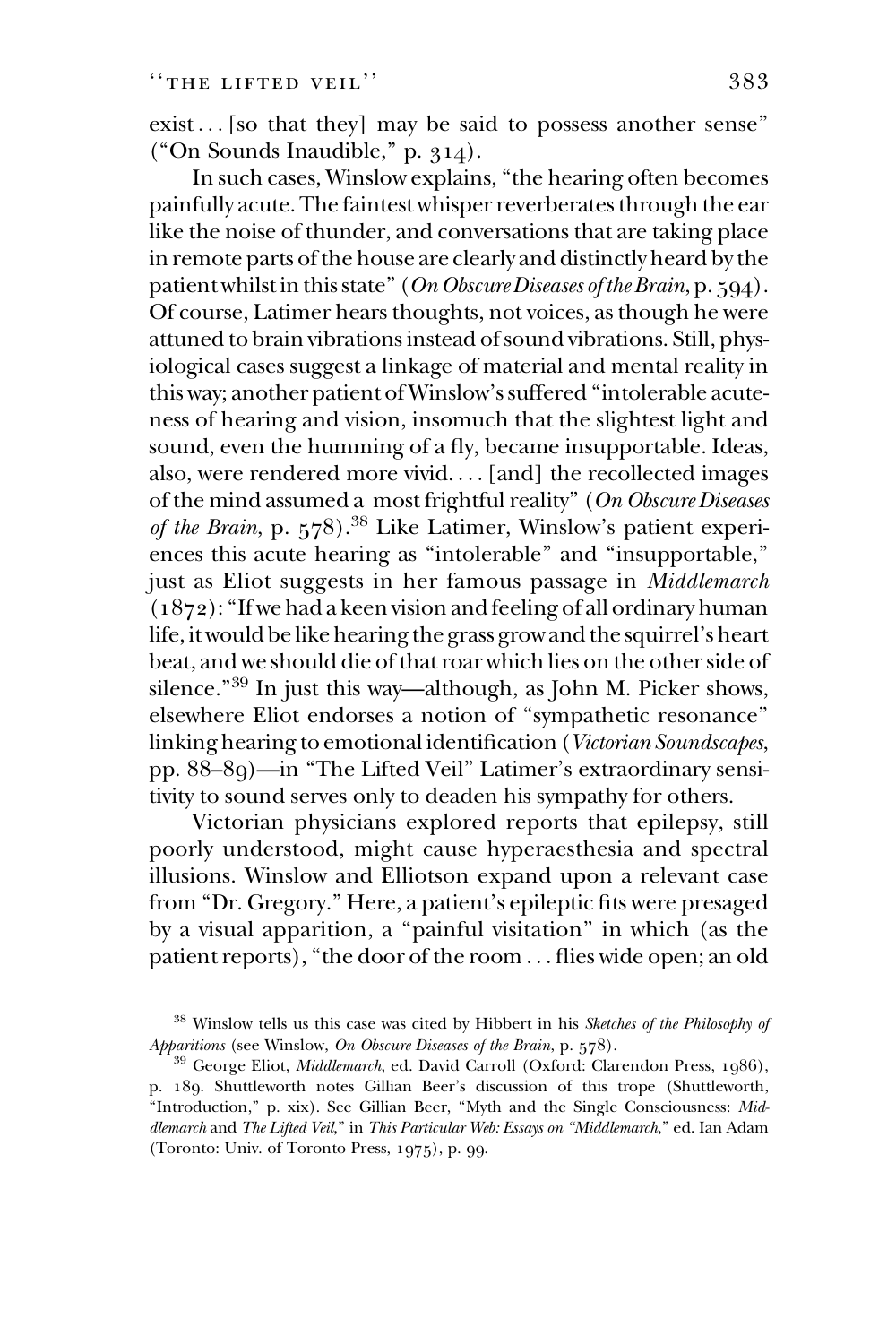exist . . . [so that they] may be said to possess another sense" ("On Sounds Inaudible," p. 314).

In such cases, Winslow explains, "the hearing often becomes painfully acute. The faintest whisper reverberates through the ear like the noise of thunder, and conversations that are taking place in remote parts of the house are clearly and distinctly heard by the patient whilst in this state" (*On Obscure Diseases of the Brain*, p. 594). Of course, Latimer hears thoughts, not voices, as though he were attuned to brain vibrations instead of sound vibrations. Still, physiological cases suggest a linkage of material and mental reality in this way; another patient of Winslow's suffered "intolerable acuteness of hearing and vision, insomuch that the slightest light and sound, even the humming of a fly, became insupportable. Ideas, also, were rendered more vivid. . . . [and] the recollected images of the mind assumed a most frightful reality" (*On Obscure Diseases of the Brain*, p. 578).[38] Like Latimer, Winslow's patient experiences this acute hearing as "intolerable" and "insupportable," just as Eliot suggests in her famous passage in *Middlemarch* (1872): "If we had a keen vision and feeling of all ordinary human life, it would be like hearing the grass grow and the squirrel's heart beat, and we should die of that roar which lies on the other side of silence."[39] In just this way—although, as John M. Picker shows, elsewhere Eliot endorses a notion of "sympathetic resonance" linking hearing to emotional identification (*Victorian Soundscapes*, pp. 88–89)—in "The Lifted Veil" Latimer's extraordinary sensitivity to sound serves only to deaden his sympathy for others.

Victorian physicians explored reports that epilepsy, still poorly understood, might cause hyperaesthesia and spectral illusions. Winslow and Elliotson expand upon a relevant case from "Dr. Gregory." Here, a patient's epileptic fits were presaged by a visual apparition, a "painful visitation" in which (as the patient reports), "the door of the room . . . flies wide open; an old

---

[38] Winslow tells us this case was cited by Hibbert in his *Sketches of the Philosophy of Apparitions* (see Winslow, *On Obscure Diseases of the Brain*, p. 578).

[39] George Eliot, *Middlemarch*, ed. David Carroll (Oxford: Clarendon Press, 1986), p. 189. Shuttleworth notes Gillian Beer's discussion of this trope (Shuttleworth, "Introduction," p. xix). See Gillian Beer, "Myth and the Single Consciousness: *Middlemarch* and *The Lifted Veil*," in *This Particular Web: Essays on "Middlemarch,"* ed. Ian Adam (Toronto: Univ. of Toronto Press, 1975), p. 99.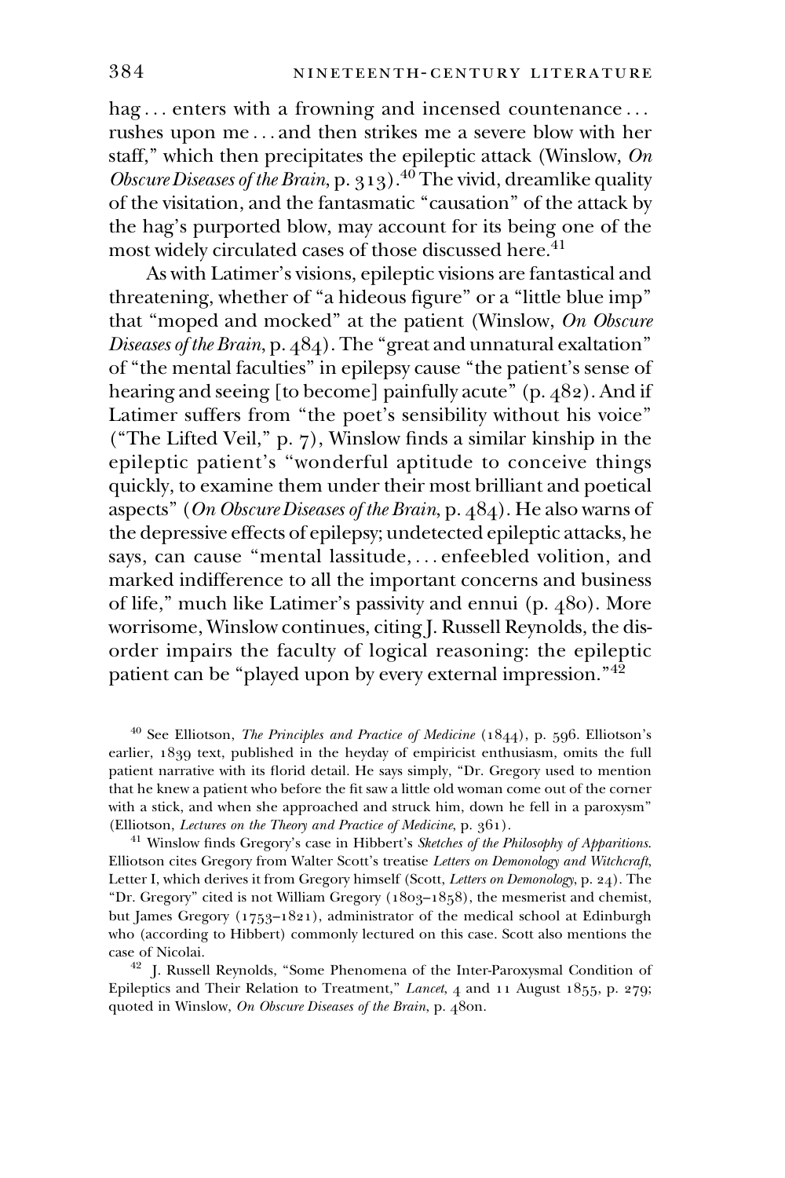hag . . . enters with a frowning and incensed countenance . . . rushes upon me . . . and then strikes me a severe blow with her staff," which then precipitates the epileptic attack (Winslow, *On Obscure Diseases of the Brain*, p. 313).[40] The vivid, dreamlike quality of the visitation, and the fantasmatic "causation" of the attack by the hag's purported blow, may account for its being one of the most widely circulated cases of those discussed here.[41]

As with Latimer's visions, epileptic visions are fantastical and threatening, whether of "a hideous figure" or a "little blue imp" that "moped and mocked" at the patient (Winslow, *On Obscure Diseases of the Brain*, p. 484). The "great and unnatural exaltation" of "the mental faculties" in epilepsy cause "the patient's sense of hearing and seeing [to become] painfully acute" (p. 482). And if Latimer suffers from "the poet's sensibility without his voice" ("The Lifted Veil," p. 7), Winslow finds a similar kinship in the epileptic patient's "wonderful aptitude to conceive things quickly, to examine them under their most brilliant and poetical aspects" (*On Obscure Diseases of the Brain*, p. 484). He also warns of the depressive effects of epilepsy; undetected epileptic attacks, he says, can cause "mental lassitude, . . . enfeebled volition, and marked indifference to all the important concerns and business of life," much like Latimer's passivity and ennui (p. 480). More worrisome, Winslow continues, citing J. Russell Reynolds, the disorder impairs the faculty of logical reasoning: the epileptic patient can be "played upon by every external impression."[42]

---

[40] See Elliotson, *The Principles and Practice of Medicine* (1844), p. 596. Elliotson's earlier, 1839 text, published in the heyday of empiricist enthusiasm, omits the full patient narrative with its florid detail. He says simply, "Dr. Gregory used to mention that he knew a patient who before the fit saw a little old woman come out of the corner with a stick, and when she approached and struck him, down he fell in a paroxysm" (Elliotson, *Lectures on the Theory and Practice of Medicine*, p. 361).

[41] Winslow finds Gregory's case in Hibbert's *Sketches of the Philosophy of Apparitions*. Elliotson cites Gregory from Walter Scott's treatise *Letters on Demonology and Witchcraft*, Letter I, which derives it from Gregory himself (Scott, *Letters on Demonology*, p. 24). The "Dr. Gregory" cited is not William Gregory (1803–1858), the mesmerist and chemist, but James Gregory (1753–1821), administrator of the medical school at Edinburgh who (according to Hibbert) commonly lectured on this case. Scott also mentions the case of Nicolai.

[42] J. Russell Reynolds, "Some Phenomena of the Inter-Paroxysmal Condition of Epileptics and Their Relation to Treatment," *Lancet*, 4 and 11 August 1855, p. 279; quoted in Winslow, *On Obscure Diseases of the Brain*, p. 480n.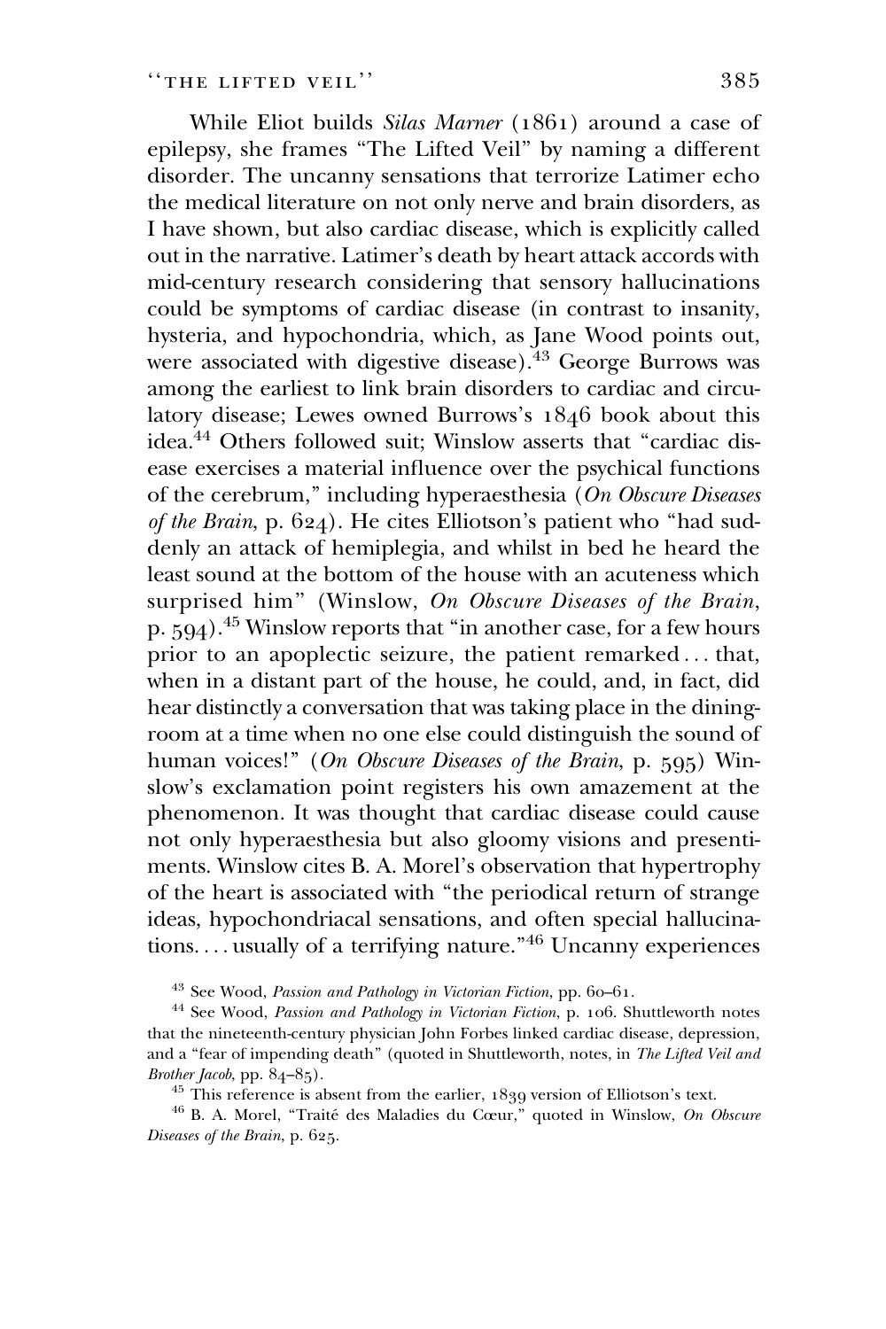While Eliot builds *Silas Marner* (1861) around a case of epilepsy, she frames "The Lifted Veil" by naming a different disorder. The uncanny sensations that terrorize Latimer echo the medical literature on not only nerve and brain disorders, as I have shown, but also cardiac disease, which is explicitly called out in the narrative. Latimer's death by heart attack accords with mid-century research considering that sensory hallucinations could be symptoms of cardiac disease (in contrast to insanity, hysteria, and hypochondria, which, as Jane Wood points out, were associated with digestive disease).[43] George Burrows was among the earliest to link brain disorders to cardiac and circulatory disease; Lewes owned Burrows's 1846 book about this idea.[44] Others followed suit; Winslow asserts that "cardiac disease exercises a material influence over the psychical functions of the cerebrum," including hyperaesthesia (*On Obscure Diseases of the Brain*, p. 624). He cites Elliotson's patient who "had suddenly an attack of hemiplegia, and whilst in bed he heard the least sound at the bottom of the house with an acuteness which surprised him" (Winslow, *On Obscure Diseases of the Brain*, p. 594).[45] Winslow reports that "in another case, for a few hours prior to an apoplectic seizure, the patient remarked . . . that, when in a distant part of the house, he could, and, in fact, did hear distinctly a conversation that was taking place in the dining-room at a time when no one else could distinguish the sound of human voices!" (*On Obscure Diseases of the Brain*, p. 595) Winslow's exclamation point registers his own amazement at the phenomenon. It was thought that cardiac disease could cause not only hyperaesthesia but also gloomy visions and presentiments. Winslow cites B. A. Morel's observation that hypertrophy of the heart is associated with "the periodical return of strange ideas, hypochondriacal sensations, and often special hallucinations. . . . usually of a terrifying nature."[46] Uncanny experiences

[43] See Wood, *Passion and Pathology in Victorian Fiction*, pp. 60–61.

[44] See Wood, *Passion and Pathology in Victorian Fiction*, p. 106. Shuttleworth notes that the nineteenth-century physician John Forbes linked cardiac disease, depression, and a "fear of impending death" (quoted in Shuttleworth, notes, in *The Lifted Veil and Brother Jacob*, pp. 84–85).

[45] This reference is absent from the earlier, 1839 version of Elliotson's text.

[46] B. A. Morel, "Traité des Maladies du Cœur," quoted in Winslow, *On Obscure Diseases of the Brain*, p. 625.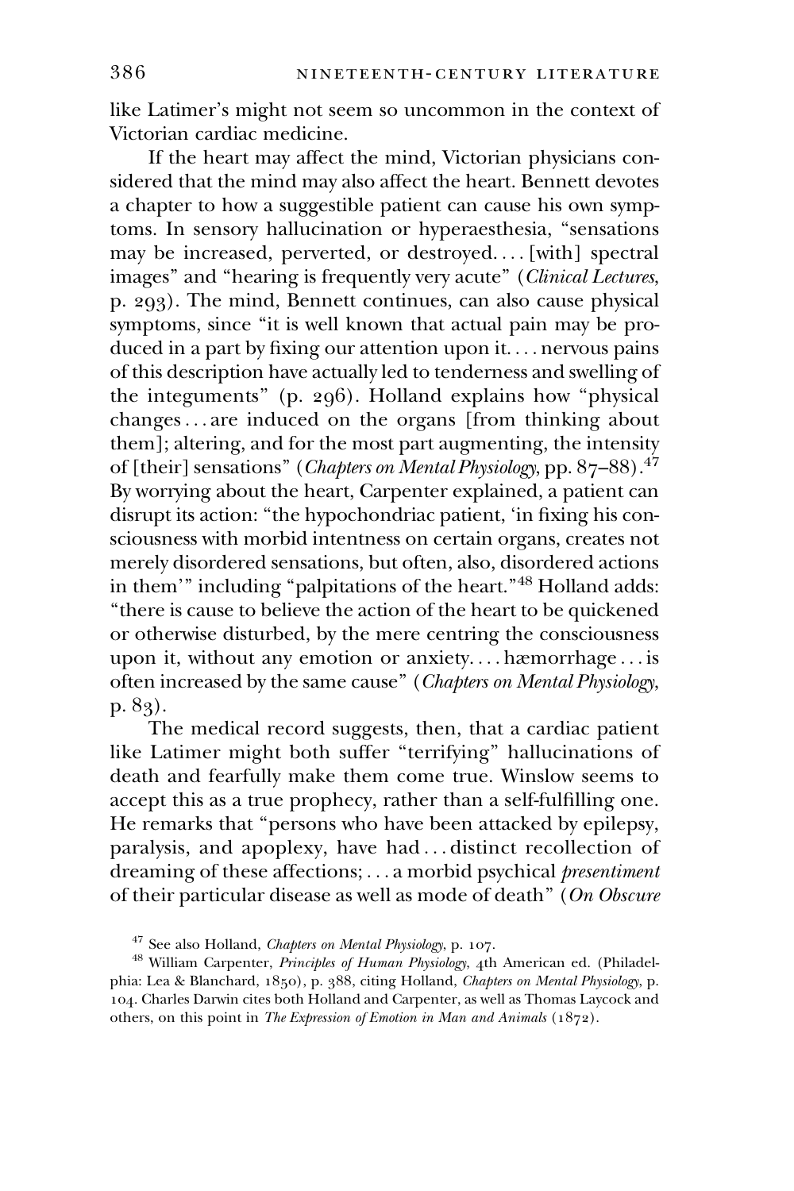like Latimer's might not seem so uncommon in the context of Victorian cardiac medicine.

If the heart may affect the mind, Victorian physicians considered that the mind may also affect the heart. Bennett devotes a chapter to how a suggestible patient can cause his own symptoms. In sensory hallucination or hyperaesthesia, "sensations may be increased, perverted, or destroyed. . . . [with] spectral images" and "hearing is frequently very acute" (*Clinical Lectures*, p. 293). The mind, Bennett continues, can also cause physical symptoms, since "it is well known that actual pain may be produced in a part by fixing our attention upon it. . . . nervous pains of this description have actually led to tenderness and swelling of the integuments" (p. 296). Holland explains how "physical changes . . . are induced on the organs [from thinking about them]; altering, and for the most part augmenting, the intensity of [their] sensations" (*Chapters on Mental Physiology*, pp. 87–88).[47] By worrying about the heart, Carpenter explained, a patient can disrupt its action: "the hypochondriac patient, 'in fixing his consciousness with morbid intentness on certain organs, creates not merely disordered sensations, but often, also, disordered actions in them'" including "palpitations of the heart."[48] Holland adds: "there is cause to believe the action of the heart to be quickened or otherwise disturbed, by the mere centring the consciousness upon it, without any emotion or anxiety. . . . hæmorrhage . . . is often increased by the same cause" (*Chapters on Mental Physiology*, p. 83).

The medical record suggests, then, that a cardiac patient like Latimer might both suffer "terrifying" hallucinations of death and fearfully make them come true. Winslow seems to accept this as a true prophecy, rather than a self-fulfilling one. He remarks that "persons who have been attacked by epilepsy, paralysis, and apoplexy, have had . . . distinct recollection of dreaming of these affections; . . . a morbid psychical *presentiment* of their particular disease as well as mode of death" (*On Obscure*

[47] See also Holland, *Chapters on Mental Physiology*, p. 107.

[48] William Carpenter, *Principles of Human Physiology*, 4th American ed. (Philadelphia: Lea & Blanchard, 1850), p. 388, citing Holland, *Chapters on Mental Physiology*, p. 104. Charles Darwin cites both Holland and Carpenter, as well as Thomas Laycock and others, on this point in *The Expression of Emotion in Man and Animals* (1872).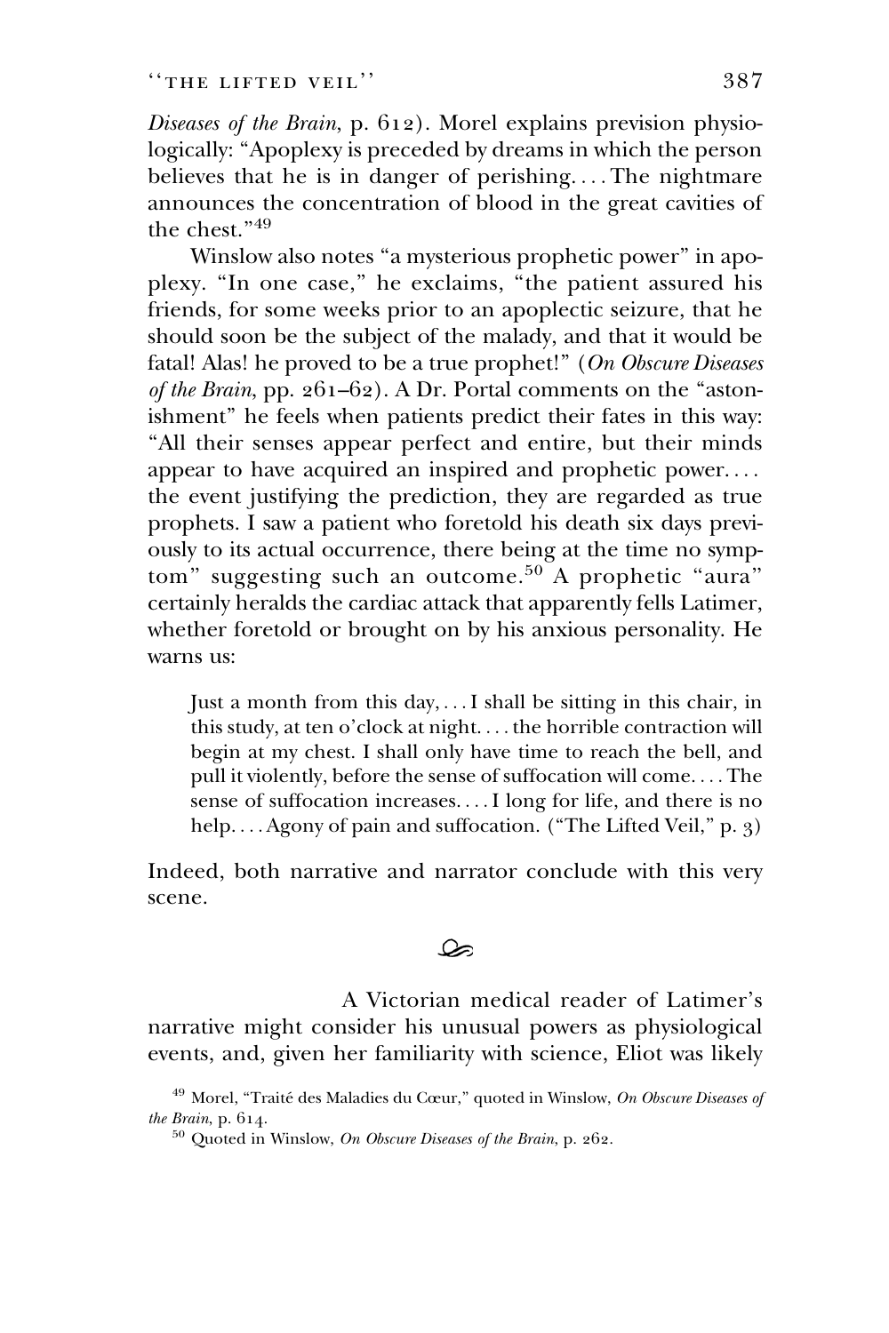*Diseases of the Brain*, p. 612). Morel explains prevision physiologically: "Apoplexy is preceded by dreams in which the person believes that he is in danger of perishing. . . . The nightmare announces the concentration of blood in the great cavities of the chest."[49]

Winslow also notes "a mysterious prophetic power" in apoplexy. "In one case," he exclaims, "the patient assured his friends, for some weeks prior to an apoplectic seizure, that he should soon be the subject of the malady, and that it would be fatal! Alas! he proved to be a true prophet!" (*On Obscure Diseases of the Brain*, pp. 261–62). A Dr. Portal comments on the "astonishment" he feels when patients predict their fates in this way: "All their senses appear perfect and entire, but their minds appear to have acquired an inspired and prophetic power. . . . the event justifying the prediction, they are regarded as true prophets. I saw a patient who foretold his death six days previously to its actual occurrence, there being at the time no symptom" suggesting such an outcome.[50] A prophetic "aura" certainly heralds the cardiac attack that apparently fells Latimer, whether foretold or brought on by his anxious personality. He warns us:

> Just a month from this day, . . . I shall be sitting in this chair, in this study, at ten o'clock at night. . . . the horrible contraction will begin at my chest. I shall only have time to reach the bell, and pull it violently, before the sense of suffocation will come. . . . The sense of suffocation increases. . . . I long for life, and there is no help. . . . Agony of pain and suffocation. ("The Lifted Veil," p. 3)

Indeed, both narrative and narrator conclude with this very scene.

A Victorian medical reader of Latimer's narrative might consider his unusual powers as physiological events, and, given her familiarity with science, Eliot was likely

[49] Morel, "Traité des Maladies du Cœur," quoted in Winslow, *On Obscure Diseases of the Brain*, p. 614.

[50] Quoted in Winslow, *On Obscure Diseases of the Brain*, p. 262.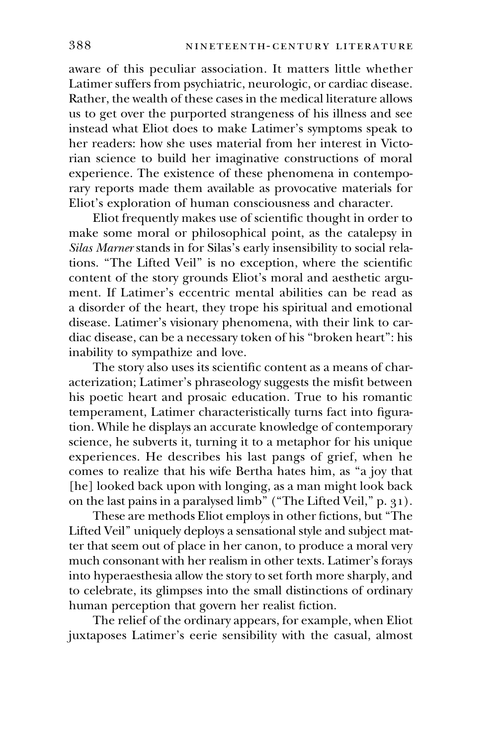aware of this peculiar association. It matters little whether Latimer suffers from psychiatric, neurologic, or cardiac disease. Rather, the wealth of these cases in the medical literature allows us to get over the purported strangeness of his illness and see instead what Eliot does to make Latimer's symptoms speak to her readers: how she uses material from her interest in Victorian science to build her imaginative constructions of moral experience. The existence of these phenomena in contemporary reports made them available as provocative materials for Eliot's exploration of human consciousness and character.

Eliot frequently makes use of scientific thought in order to make some moral or philosophical point, as the catalepsy in *Silas Marner* stands in for Silas's early insensibility to social relations. "The Lifted Veil" is no exception, where the scientific content of the story grounds Eliot's moral and aesthetic argument. If Latimer's eccentric mental abilities can be read as a disorder of the heart, they trope his spiritual and emotional disease. Latimer's visionary phenomena, with their link to cardiac disease, can be a necessary token of his "broken heart": his inability to sympathize and love.

The story also uses its scientific content as a means of characterization; Latimer's phraseology suggests the misfit between his poetic heart and prosaic education. True to his romantic temperament, Latimer characteristically turns fact into figuration. While he displays an accurate knowledge of contemporary science, he subverts it, turning it to a metaphor for his unique experiences. He describes his last pangs of grief, when he comes to realize that his wife Bertha hates him, as "a joy that [he] looked back upon with longing, as a man might look back on the last pains in a paralysed limb" ("The Lifted Veil," p. 31).

These are methods Eliot employs in other fictions, but "The Lifted Veil" uniquely deploys a sensational style and subject matter that seem out of place in her canon, to produce a moral very much consonant with her realism in other texts. Latimer's forays into hyperaesthesia allow the story to set forth more sharply, and to celebrate, its glimpses into the small distinctions of ordinary human perception that govern her realist fiction.

The relief of the ordinary appears, for example, when Eliot juxtaposes Latimer's eerie sensibility with the casual, almost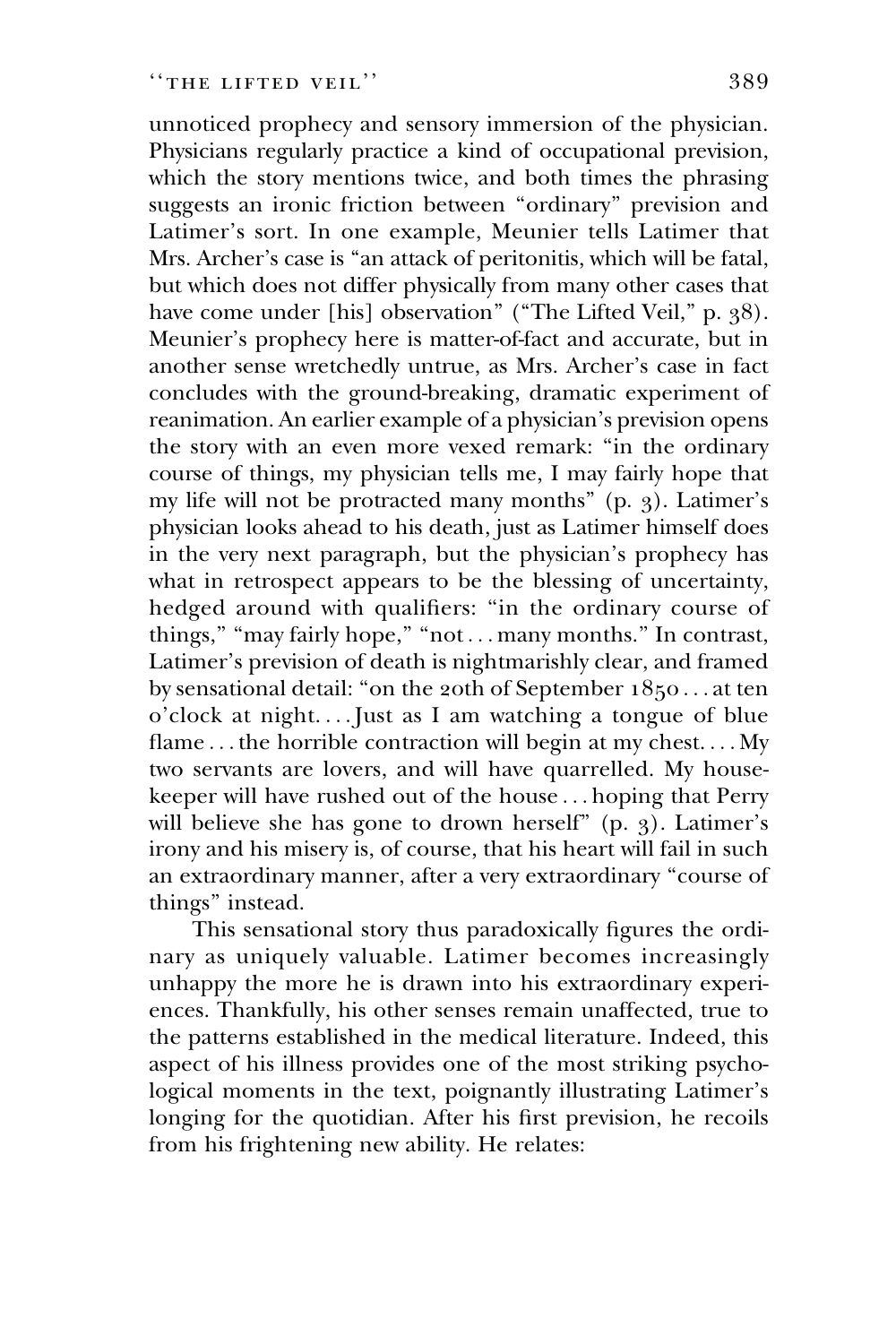unnoticed prophecy and sensory immersion of the physician. Physicians regularly practice a kind of occupational prevision, which the story mentions twice, and both times the phrasing suggests an ironic friction between "ordinary" prevision and Latimer's sort. In one example, Meunier tells Latimer that Mrs. Archer's case is "an attack of peritonitis, which will be fatal, but which does not differ physically from many other cases that have come under [his] observation" ("The Lifted Veil," p. 38). Meunier's prophecy here is matter-of-fact and accurate, but in another sense wretchedly untrue, as Mrs. Archer's case in fact concludes with the ground-breaking, dramatic experiment of reanimation. An earlier example of a physician's prevision opens the story with an even more vexed remark: "in the ordinary course of things, my physician tells me, I may fairly hope that my life will not be protracted many months" (p. 3). Latimer's physician looks ahead to his death, just as Latimer himself does in the very next paragraph, but the physician's prophecy has what in retrospect appears to be the blessing of uncertainty, hedged around with qualifiers: "in the ordinary course of things," "may fairly hope," "not . . . many months." In contrast, Latimer's prevision of death is nightmarishly clear, and framed by sensational detail: "on the 20th of September 1850 . . . at ten o'clock at night. . . . Just as I am watching a tongue of blue flame . . . the horrible contraction will begin at my chest. . . . My two servants are lovers, and will have quarrelled. My housekeeper will have rushed out of the house . . . hoping that Perry will believe she has gone to drown herself" (p. 3). Latimer's irony and his misery is, of course, that his heart will fail in such an extraordinary manner, after a very extraordinary "course of things" instead.

This sensational story thus paradoxically figures the ordinary as uniquely valuable. Latimer becomes increasingly unhappy the more he is drawn into his extraordinary experiences. Thankfully, his other senses remain unaffected, true to the patterns established in the medical literature. Indeed, this aspect of his illness provides one of the most striking psychological moments in the text, poignantly illustrating Latimer's longing for the quotidian. After his first prevision, he recoils from his frightening new ability. He relates: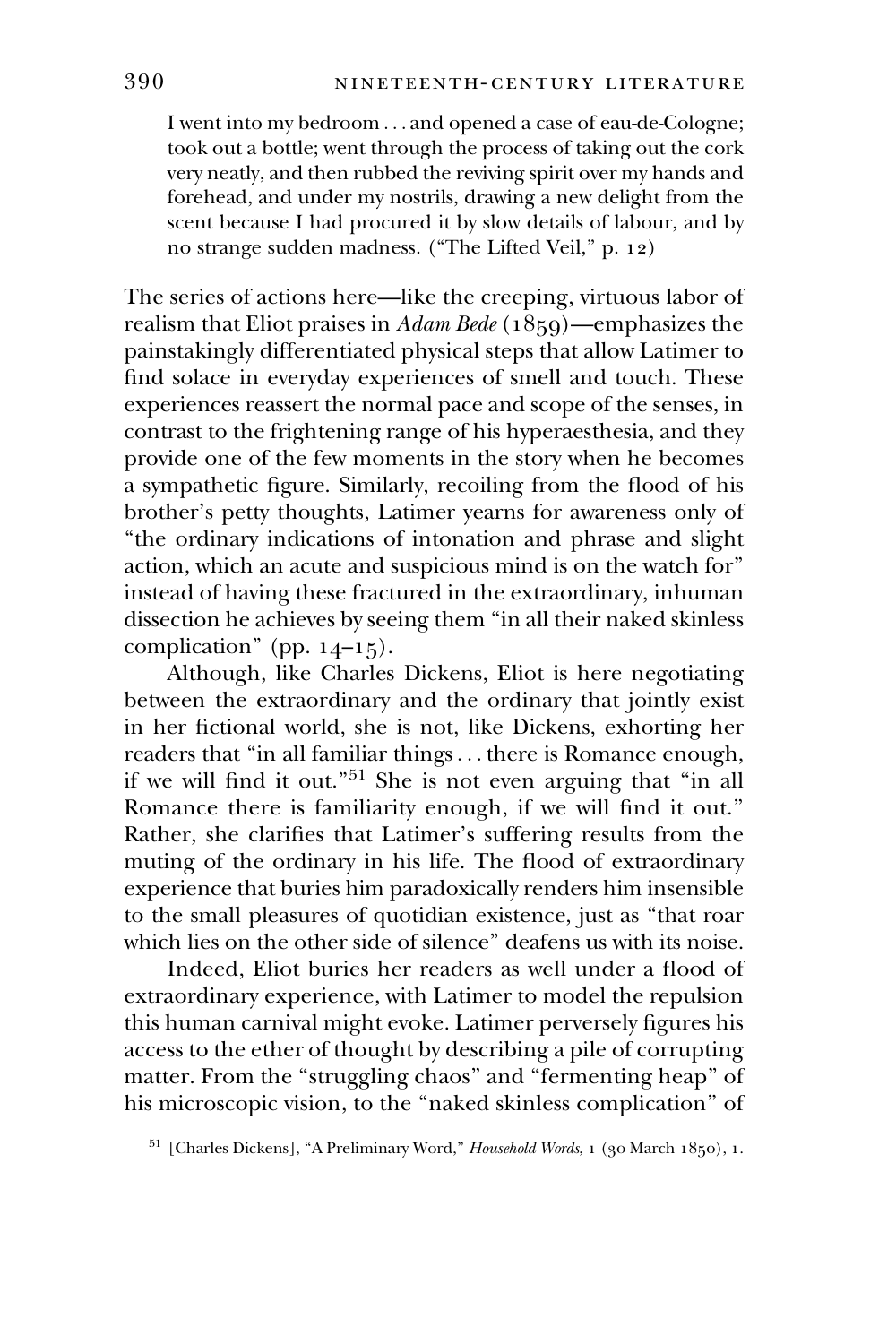> I went into my bedroom . . . and opened a case of eau-de-Cologne; took out a bottle; went through the process of taking out the cork very neatly, and then rubbed the reviving spirit over my hands and forehead, and under my nostrils, drawing a new delight from the scent because I had procured it by slow details of labour, and by no strange sudden madness. ("The Lifted Veil," p. 12)

The series of actions here—like the creeping, virtuous labor of realism that Eliot praises in *Adam Bede* (1859)—emphasizes the painstakingly differentiated physical steps that allow Latimer to find solace in everyday experiences of smell and touch. These experiences reassert the normal pace and scope of the senses, in contrast to the frightening range of his hyperaesthesia, and they provide one of the few moments in the story when he becomes a sympathetic figure. Similarly, recoiling from the flood of his brother's petty thoughts, Latimer yearns for awareness only of "the ordinary indications of intonation and phrase and slight action, which an acute and suspicious mind is on the watch for" instead of having these fractured in the extraordinary, inhuman dissection he achieves by seeing them "in all their naked skinless complication" (pp. 14–15).

Although, like Charles Dickens, Eliot is here negotiating between the extraordinary and the ordinary that jointly exist in her fictional world, she is not, like Dickens, exhorting her readers that "in all familiar things . . . there is Romance enough, if we will find it out."[51] She is not even arguing that "in all Romance there is familiarity enough, if we will find it out." Rather, she clarifies that Latimer's suffering results from the muting of the ordinary in his life. The flood of extraordinary experience that buries him paradoxically renders him insensible to the small pleasures of quotidian existence, just as "that roar which lies on the other side of silence" deafens us with its noise.

Indeed, Eliot buries her readers as well under a flood of extraordinary experience, with Latimer to model the repulsion this human carnival might evoke. Latimer perversely figures his access to the ether of thought by describing a pile of corrupting matter. From the "struggling chaos" and "fermenting heap" of his microscopic vision, to the "naked skinless complication" of

[51] [Charles Dickens], "A Preliminary Word," *Household Words*, 1 (30 March 1850), 1.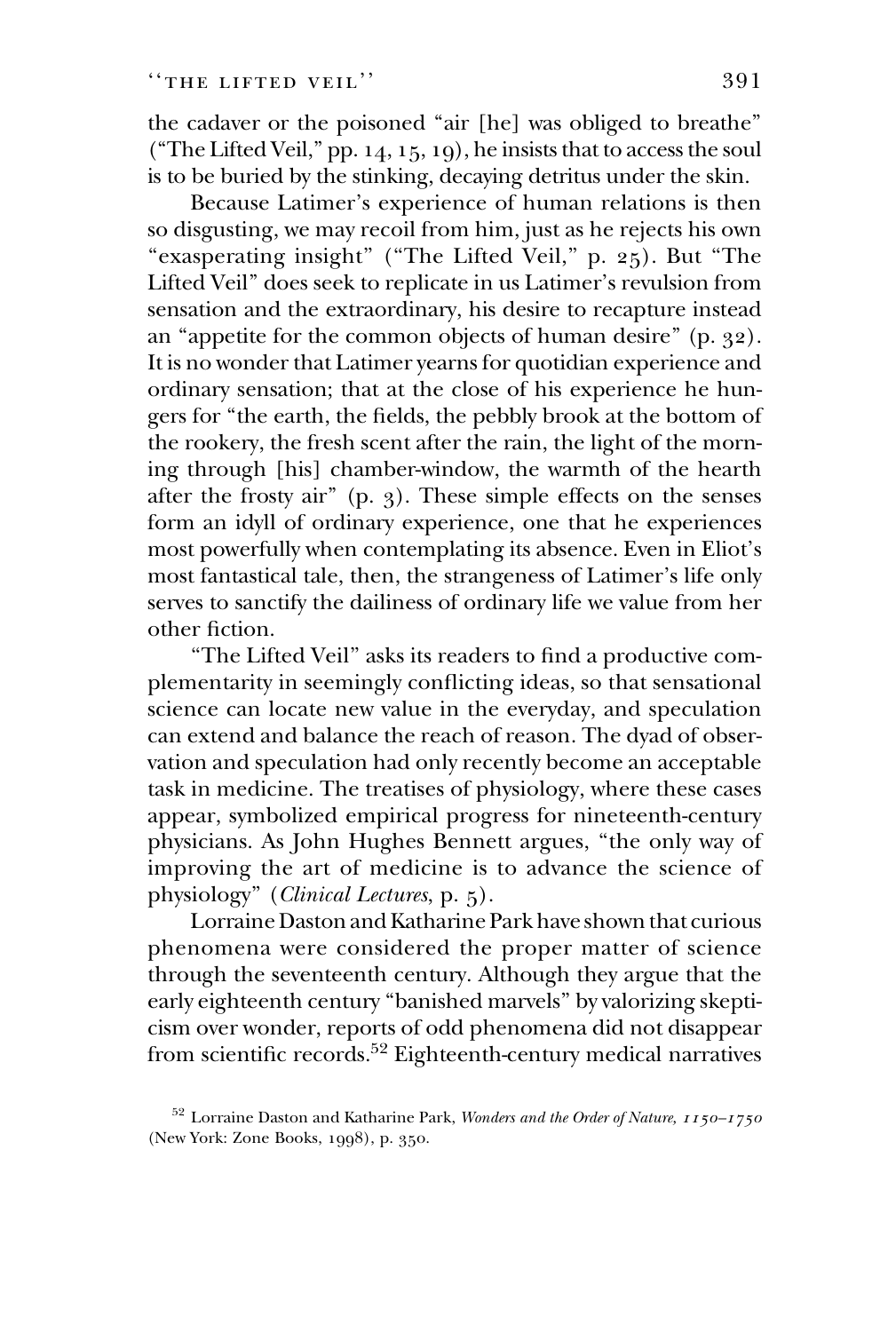the cadaver or the poisoned "air [he] was obliged to breathe" ("The Lifted Veil," pp. 14, 15, 19), he insists that to access the soul is to be buried by the stinking, decaying detritus under the skin.

Because Latimer's experience of human relations is then so disgusting, we may recoil from him, just as he rejects his own "exasperating insight" ("The Lifted Veil," p. 25). But "The Lifted Veil" does seek to replicate in us Latimer's revulsion from sensation and the extraordinary, his desire to recapture instead an "appetite for the common objects of human desire" (p. 32). It is no wonder that Latimer yearns for quotidian experience and ordinary sensation; that at the close of his experience he hungers for "the earth, the fields, the pebbly brook at the bottom of the rookery, the fresh scent after the rain, the light of the morning through [his] chamber-window, the warmth of the hearth after the frosty air" (p. 3). These simple effects on the senses form an idyll of ordinary experience, one that he experiences most powerfully when contemplating its absence. Even in Eliot's most fantastical tale, then, the strangeness of Latimer's life only serves to sanctify the dailiness of ordinary life we value from her other fiction.

"The Lifted Veil" asks its readers to find a productive complementarity in seemingly conflicting ideas, so that sensational science can locate new value in the everyday, and speculation can extend and balance the reach of reason. The dyad of observation and speculation had only recently become an acceptable task in medicine. The treatises of physiology, where these cases appear, symbolized empirical progress for nineteenth-century physicians. As John Hughes Bennett argues, "the only way of improving the art of medicine is to advance the science of physiology" (*Clinical Lectures*, p. 5).

Lorraine Daston and Katharine Park have shown that curious phenomena were considered the proper matter of science through the seventeenth century. Although they argue that the early eighteenth century "banished marvels" by valorizing skepticism over wonder, reports of odd phenomena did not disappear from scientific records.[52] Eighteenth-century medical narratives

[52] Lorraine Daston and Katharine Park, *Wonders and the Order of Nature, 1150–1750* (New York: Zone Books, 1998), p. 350.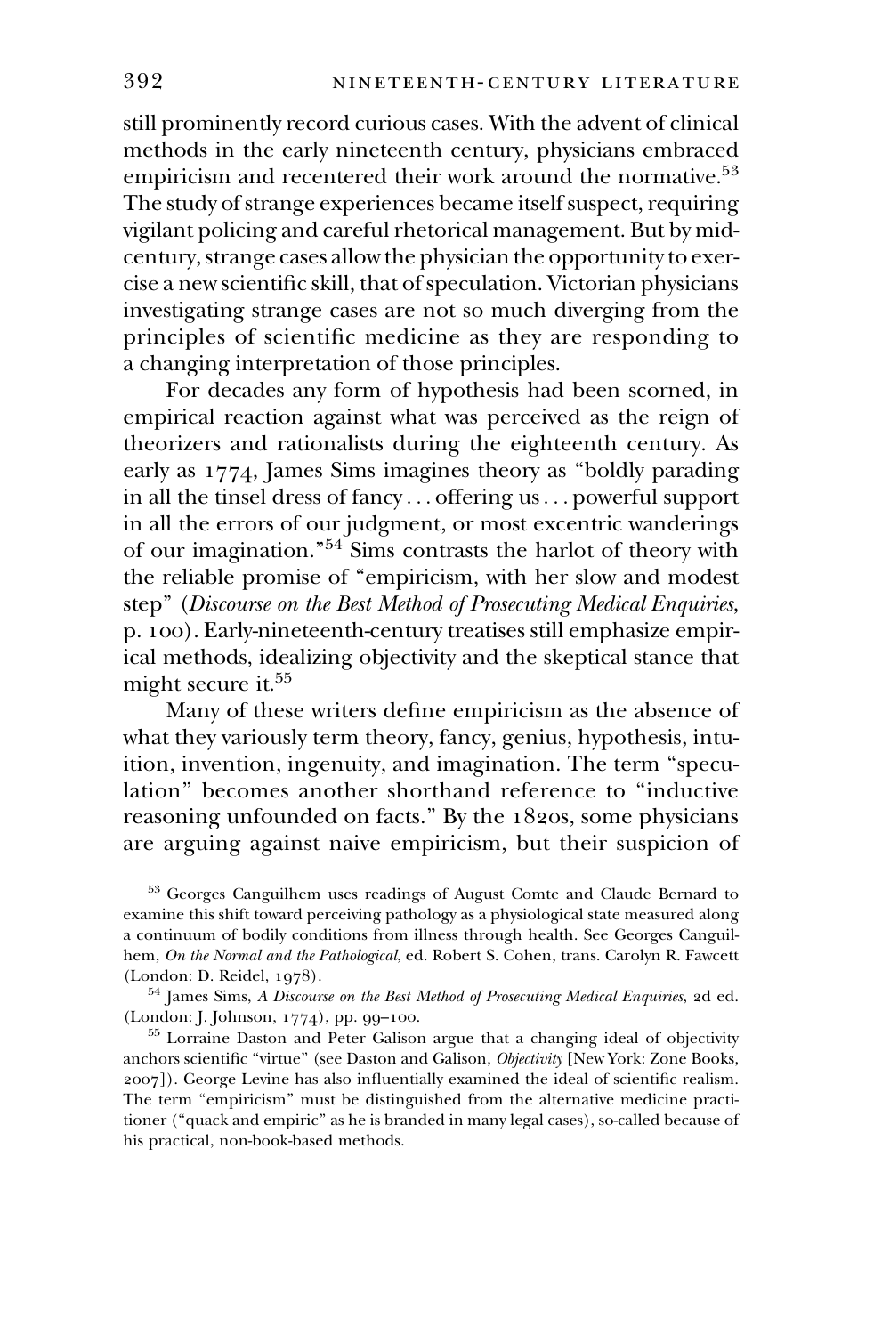still prominently record curious cases. With the advent of clinical methods in the early nineteenth century, physicians embraced empiricism and recentered their work around the normative.[53] The study of strange experiences became itself suspect, requiring vigilant policing and careful rhetorical management. But by mid-century, strange cases allow the physician the opportunity to exercise a new scientific skill, that of speculation. Victorian physicians investigating strange cases are not so much diverging from the principles of scientific medicine as they are responding to a changing interpretation of those principles.

For decades any form of hypothesis had been scorned, in empirical reaction against what was perceived as the reign of theorizers and rationalists during the eighteenth century. As early as 1774, James Sims imagines theory as "boldly parading in all the tinsel dress of fancy . . . offering us . . . powerful support in all the errors of our judgment, or most excentric wanderings of our imagination."[54] Sims contrasts the harlot of theory with the reliable promise of "empiricism, with her slow and modest step" (*Discourse on the Best Method of Prosecuting Medical Enquiries*, p. 100). Early-nineteenth-century treatises still emphasize empirical methods, idealizing objectivity and the skeptical stance that might secure it.[55]

Many of these writers define empiricism as the absence of what they variously term theory, fancy, genius, hypothesis, intuition, invention, ingenuity, and imagination. The term "speculation" becomes another shorthand reference to "inductive reasoning unfounded on facts." By the 1820s, some physicians are arguing against naive empiricism, but their suspicion of

[53] Georges Canguilhem uses readings of August Comte and Claude Bernard to examine this shift toward perceiving pathology as a physiological state measured along a continuum of bodily conditions from illness through health. See Georges Canguilhem, *On the Normal and the Pathological*, ed. Robert S. Cohen, trans. Carolyn R. Fawcett (London: D. Reidel, 1978).

[54] James Sims, *A Discourse on the Best Method of Prosecuting Medical Enquiries*, 2d ed. (London: J. Johnson, 1774), pp. 99–100.

[55] Lorraine Daston and Peter Galison argue that a changing ideal of objectivity anchors scientific "virtue" (see Daston and Galison, *Objectivity* [New York: Zone Books, 2007]). George Levine has also influentially examined the ideal of scientific realism. The term "empiricism" must be distinguished from the alternative medicine practitioner ("quack and empiric" as he is branded in many legal cases), so-called because of his practical, non-book-based methods.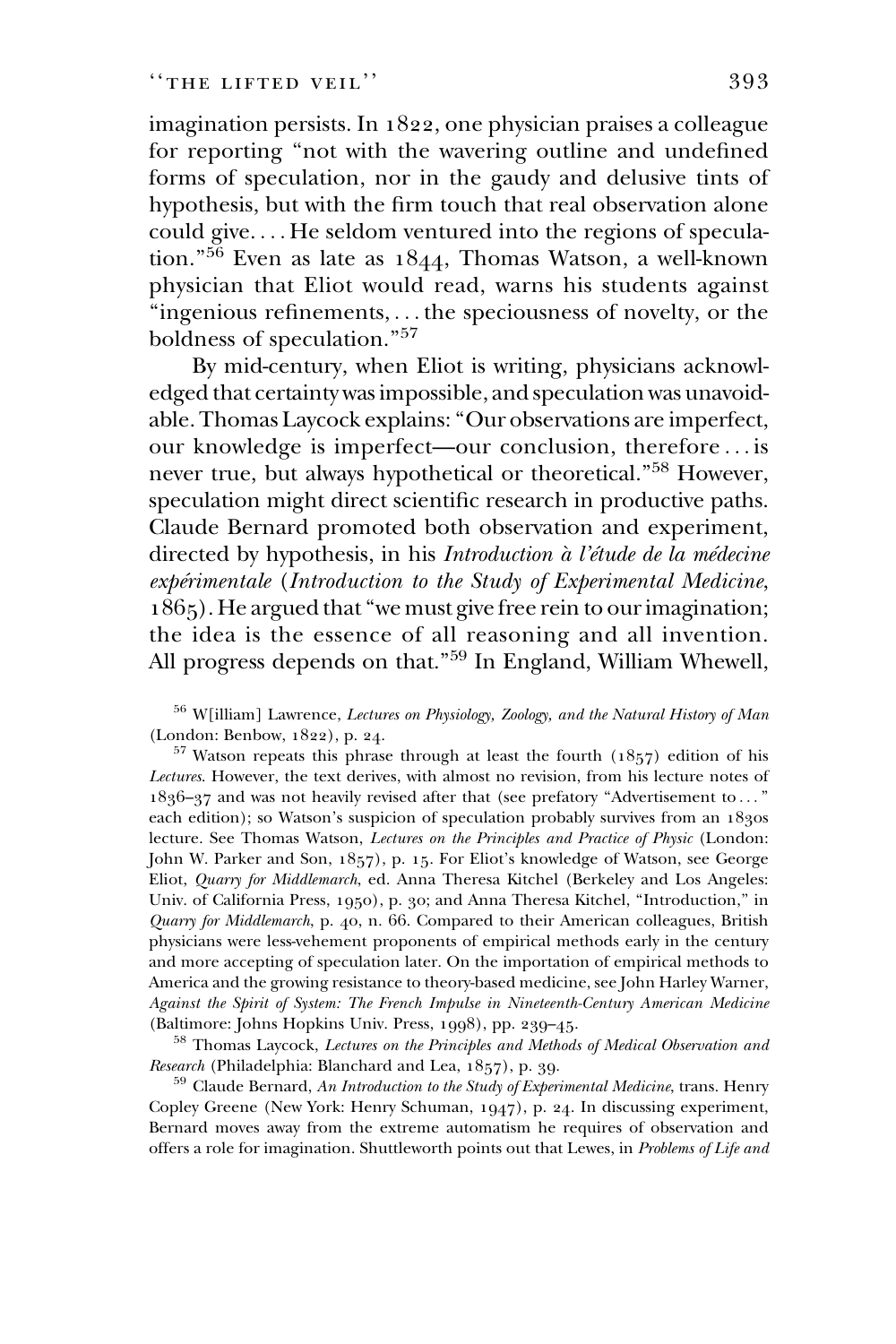imagination persists. In 1822, one physician praises a colleague for reporting "not with the wavering outline and undefined forms of speculation, nor in the gaudy and delusive tints of hypothesis, but with the firm touch that real observation alone could give. . . . He seldom ventured into the regions of speculation."[56] Even as late as 1844, Thomas Watson, a well-known physician that Eliot would read, warns his students against "ingenious refinements, . . . the speciousness of novelty, or the boldness of speculation."[57]

By mid-century, when Eliot is writing, physicians acknowledged that certainty was impossible, and speculation was unavoidable. Thomas Laycock explains: "Our observations are imperfect, our knowledge is imperfect—our conclusion, therefore . . . is never true, but always hypothetical or theoretical."[58] However, speculation might direct scientific research in productive paths. Claude Bernard promoted both observation and experiment, directed by hypothesis, in his *Introduction à l'étude de la médecine expérimentale* (*Introduction to the Study of Experimental Medicine*, 1865). He argued that "we must give free rein to our imagination; the idea is the essence of all reasoning and all invention. All progress depends on that."[59] In England, William Whewell,

---

[56] W[illiam] Lawrence, *Lectures on Physiology, Zoology, and the Natural History of Man* (London: Benbow, 1822), p. 24.

[57] Watson repeats this phrase through at least the fourth (1857) edition of his *Lectures*. However, the text derives, with almost no revision, from his lecture notes of 1836–37 and was not heavily revised after that (see prefatory "Advertisement to . . ." each edition); so Watson's suspicion of speculation probably survives from an 1830s lecture. See Thomas Watson, *Lectures on the Principles and Practice of Physic* (London: John W. Parker and Son, 1857), p. 15. For Eliot's knowledge of Watson, see George Eliot, *Quarry for Middlemarch*, ed. Anna Theresa Kitchel (Berkeley and Los Angeles: Univ. of California Press, 1950), p. 30; and Anna Theresa Kitchel, "Introduction," in *Quarry for Middlemarch*, p. 40, n. 66. Compared to their American colleagues, British physicians were less-vehement proponents of empirical methods early in the century and more accepting of speculation later. On the importation of empirical methods to America and the growing resistance to theory-based medicine, see John Harley Warner, *Against the Spirit of System: The French Impulse in Nineteenth-Century American Medicine* (Baltimore: Johns Hopkins Univ. Press, 1998), pp. 239–45.

[58] Thomas Laycock, *Lectures on the Principles and Methods of Medical Observation and Research* (Philadelphia: Blanchard and Lea, 1857), p. 39.

[59] Claude Bernard, *An Introduction to the Study of Experimental Medicine*, trans. Henry Copley Greene (New York: Henry Schuman, 1947), p. 24. In discussing experiment, Bernard moves away from the extreme automatism he requires of observation and offers a role for imagination. Shuttleworth points out that Lewes, in *Problems of Life and*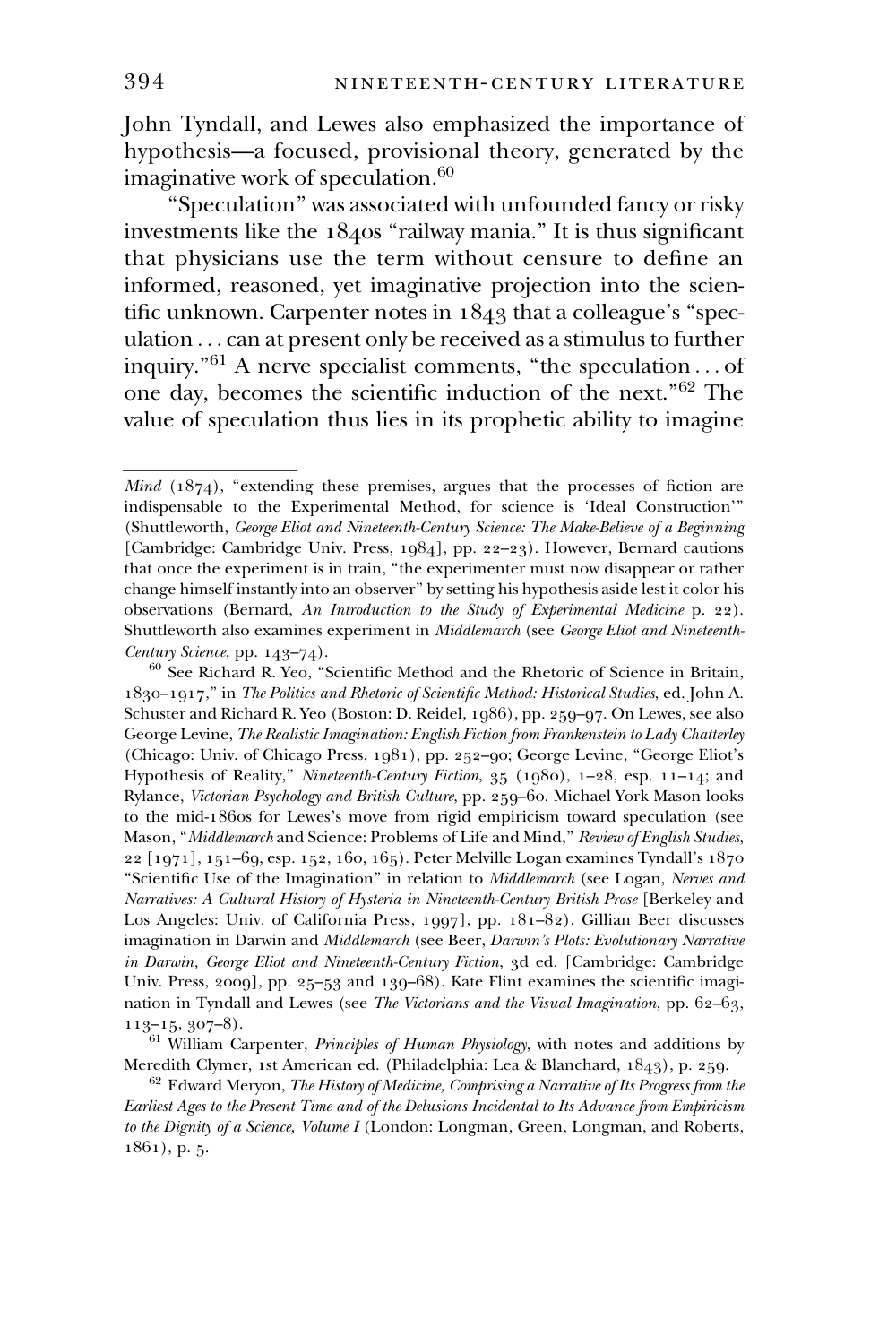John Tyndall, and Lewes also emphasized the importance of hypothesis—a focused, provisional theory, generated by the imaginative work of speculation.[60]

"Speculation" was associated with unfounded fancy or risky investments like the 1840s "railway mania." It is thus significant that physicians use the term without censure to define an informed, reasoned, yet imaginative projection into the scientific unknown. Carpenter notes in 1843 that a colleague's "speculation . . . can at present only be received as a stimulus to further inquiry."[61] A nerve specialist comments, "the speculation . . . of one day, becomes the scientific induction of the next."[62] The value of speculation thus lies in its prophetic ability to imagine

---

*Mind* (1874), "extending these premises, argues that the processes of fiction are indispensable to the Experimental Method, for science is 'Ideal Construction'" (Shuttleworth, *George Eliot and Nineteenth-Century Science: The Make-Believe of a Beginning* [Cambridge: Cambridge Univ. Press, 1984], pp. 22–23). However, Bernard cautions that once the experiment is in train, "the experimenter must now disappear or rather change himself instantly into an observer" by setting his hypothesis aside lest it color his observations (Bernard, *An Introduction to the Study of Experimental Medicine* p. 22). Shuttleworth also examines experiment in *Middlemarch* (see *George Eliot and Nineteenth-Century Science*, pp. 143–74).

[60] See Richard R. Yeo, "Scientific Method and the Rhetoric of Science in Britain, 1830–1917," in *The Politics and Rhetoric of Scientific Method: Historical Studies*, ed. John A. Schuster and Richard R. Yeo (Boston: D. Reidel, 1986), pp. 259–97. On Lewes, see also George Levine, *The Realistic Imagination: English Fiction from Frankenstein to Lady Chatterley* (Chicago: Univ. of Chicago Press, 1981), pp. 252–90; George Levine, "George Eliot's Hypothesis of Reality," *Nineteenth-Century Fiction*, 35 (1980), 1–28, esp. 11–14; and Rylance, *Victorian Psychology and British Culture*, pp. 259–60. Michael York Mason looks to the mid-1860s for Lewes's move from rigid empiricism toward speculation (see Mason, "*Middlemarch* and Science: Problems of Life and Mind," *Review of English Studies*, 22 [1971], 151–69, esp. 152, 160, 165). Peter Melville Logan examines Tyndall's 1870 "Scientific Use of the Imagination" in relation to *Middlemarch* (see Logan, *Nerves and Narratives: A Cultural History of Hysteria in Nineteenth-Century British Prose* [Berkeley and Los Angeles: Univ. of California Press, 1997], pp. 181–82). Gillian Beer discusses imagination in Darwin and *Middlemarch* (see Beer, *Darwin's Plots: Evolutionary Narrative in Darwin, George Eliot and Nineteenth-Century Fiction*, 3d ed. [Cambridge: Cambridge Univ. Press, 2009], pp. 25–53 and 139–68). Kate Flint examines the scientific imagination in Tyndall and Lewes (see *The Victorians and the Visual Imagination*, pp. 62–63, 113–15, 307–8).

[61] William Carpenter, *Principles of Human Physiology*, with notes and additions by Meredith Clymer, 1st American ed. (Philadelphia: Lea & Blanchard, 1843), p. 259.

[62] Edward Meryon, *The History of Medicine, Comprising a Narrative of Its Progress from the Earliest Ages to the Present Time and of the Delusions Incidental to Its Advance from Empiricism to the Dignity of a Science, Volume I* (London: Longman, Green, Longman, and Roberts, 1861), p. 5.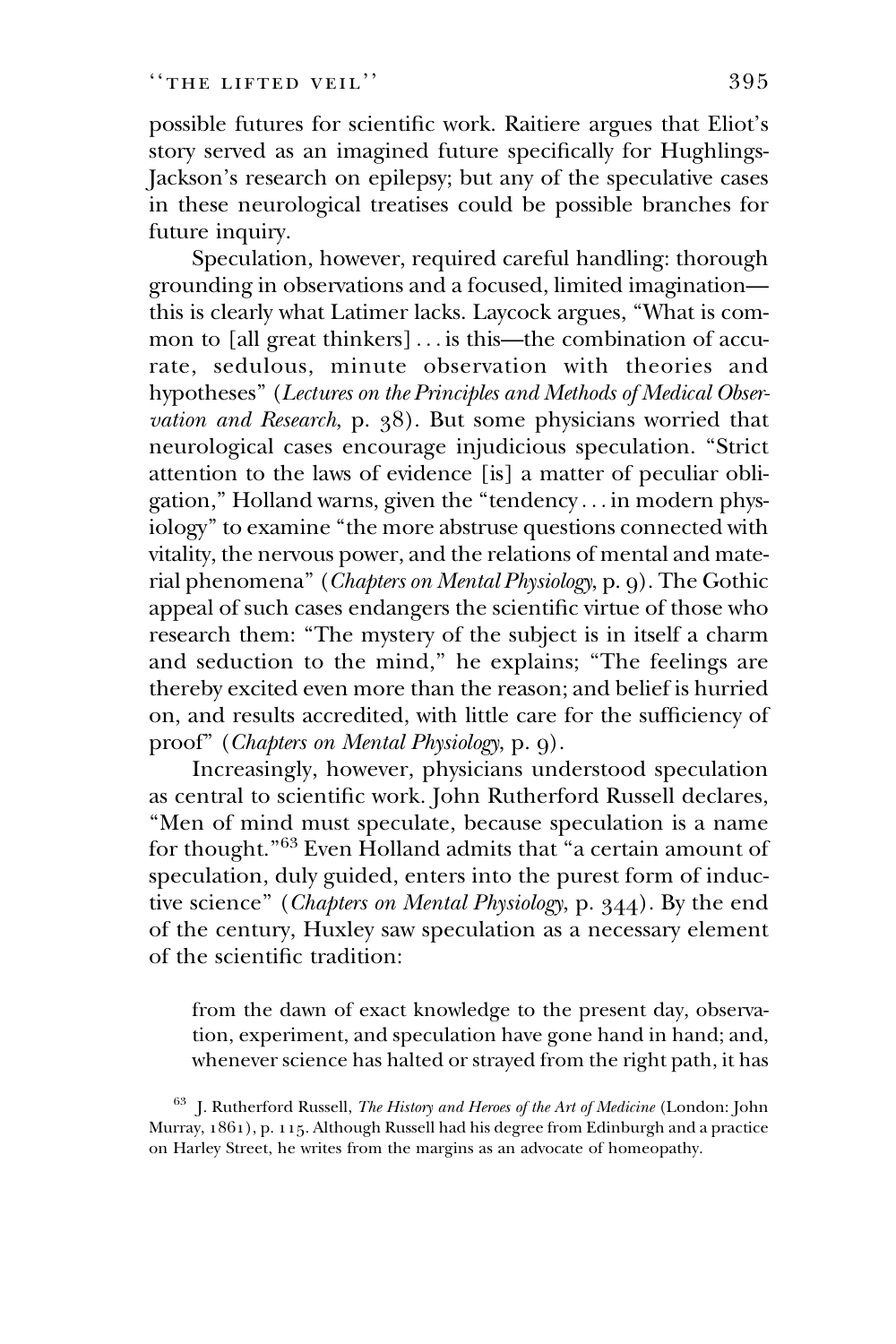possible futures for scientific work. Raitiere argues that Eliot's story served as an imagined future specifically for Hughlings-Jackson's research on epilepsy; but any of the speculative cases in these neurological treatises could be possible branches for future inquiry.

Speculation, however, required careful handling: thorough grounding in observations and a focused, limited imagination—this is clearly what Latimer lacks. Laycock argues, "What is common to [all great thinkers] . . . is this—the combination of accurate, sedulous, minute observation with theories and hypotheses" (*Lectures on the Principles and Methods of Medical Observation and Research*, p. 38). But some physicians worried that neurological cases encourage injudicious speculation. "Strict attention to the laws of evidence [is] a matter of peculiar obligation," Holland warns, given the "tendency . . . in modern physiology" to examine "the more abstruse questions connected with vitality, the nervous power, and the relations of mental and material phenomena" (*Chapters on Mental Physiology*, p. 9). The Gothic appeal of such cases endangers the scientific virtue of those who research them: "The mystery of the subject is in itself a charm and seduction to the mind," he explains; "The feelings are thereby excited even more than the reason; and belief is hurried on, and results accredited, with little care for the sufficiency of proof" (*Chapters on Mental Physiology*, p. 9).

Increasingly, however, physicians understood speculation as central to scientific work. John Rutherford Russell declares, "Men of mind must speculate, because speculation is a name for thought."[63] Even Holland admits that "a certain amount of speculation, duly guided, enters into the purest form of inductive science" (*Chapters on Mental Physiology*, p. 344). By the end of the century, Huxley saw speculation as a necessary element of the scientific tradition:

> from the dawn of exact knowledge to the present day, observation, experiment, and speculation have gone hand in hand; and, whenever science has halted or strayed from the right path, it has

[63] J. Rutherford Russell, *The History and Heroes of the Art of Medicine* (London: John Murray, 1861), p. 115. Although Russell had his degree from Edinburgh and a practice on Harley Street, he writes from the margins as an advocate of homeopathy.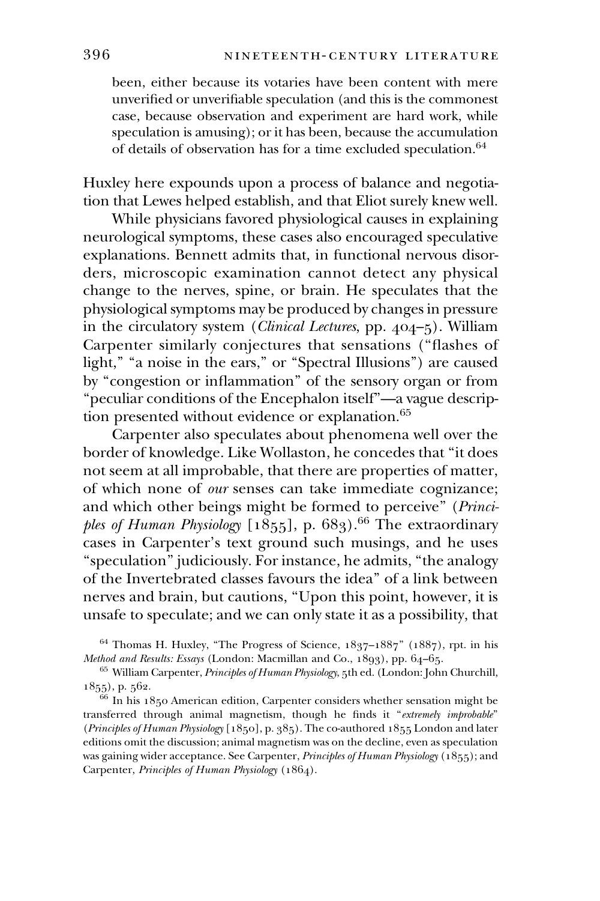been, either because its votaries have been content with mere unverified or unverifiable speculation (and this is the commonest case, because observation and experiment are hard work, while speculation is amusing); or it has been, because the accumulation of details of observation has for a time excluded speculation.[64]

Huxley here expounds upon a process of balance and negotiation that Lewes helped establish, and that Eliot surely knew well.

While physicians favored physiological causes in explaining neurological symptoms, these cases also encouraged speculative explanations. Bennett admits that, in functional nervous disorders, microscopic examination cannot detect any physical change to the nerves, spine, or brain. He speculates that the physiological symptoms may be produced by changes in pressure in the circulatory system (*Clinical Lectures*, pp. 404–5). William Carpenter similarly conjectures that sensations ("flashes of light," "a noise in the ears," or "Spectral Illusions") are caused by "congestion or inflammation" of the sensory organ or from "peculiar conditions of the Encephalon itself"—a vague description presented without evidence or explanation.[65]

Carpenter also speculates about phenomena well over the border of knowledge. Like Wollaston, he concedes that "it does not seem at all improbable, that there are properties of matter, of which none of *our* senses can take immediate cognizance; and which other beings might be formed to perceive" (*Principles of Human Physiology* [1855], p. 683).[66] The extraordinary cases in Carpenter's text ground such musings, and he uses "speculation" judiciously. For instance, he admits, "the analogy of the Invertebrated classes favours the idea" of a link between nerves and brain, but cautions, "Upon this point, however, it is unsafe to speculate; and we can only state it as a possibility, that

---

[64] Thomas H. Huxley, "The Progress of Science, 1837–1887" (1887), rpt. in his *Method and Results: Essays* (London: Macmillan and Co., 1893), pp. 64–65.

[65] William Carpenter, *Principles of Human Physiology*, 5th ed. (London: John Churchill, 1855), p. 562.

[66] In his 1850 American edition, Carpenter considers whether sensation might be transferred through animal magnetism, though he finds it "*extremely improbable*" (*Principles of Human Physiology* [1850], p. 385). The co-authored 1855 London and later editions omit the discussion; animal magnetism was on the decline, even as speculation was gaining wider acceptance. See Carpenter, *Principles of Human Physiology* (1855); and Carpenter, *Principles of Human Physiology* (1864).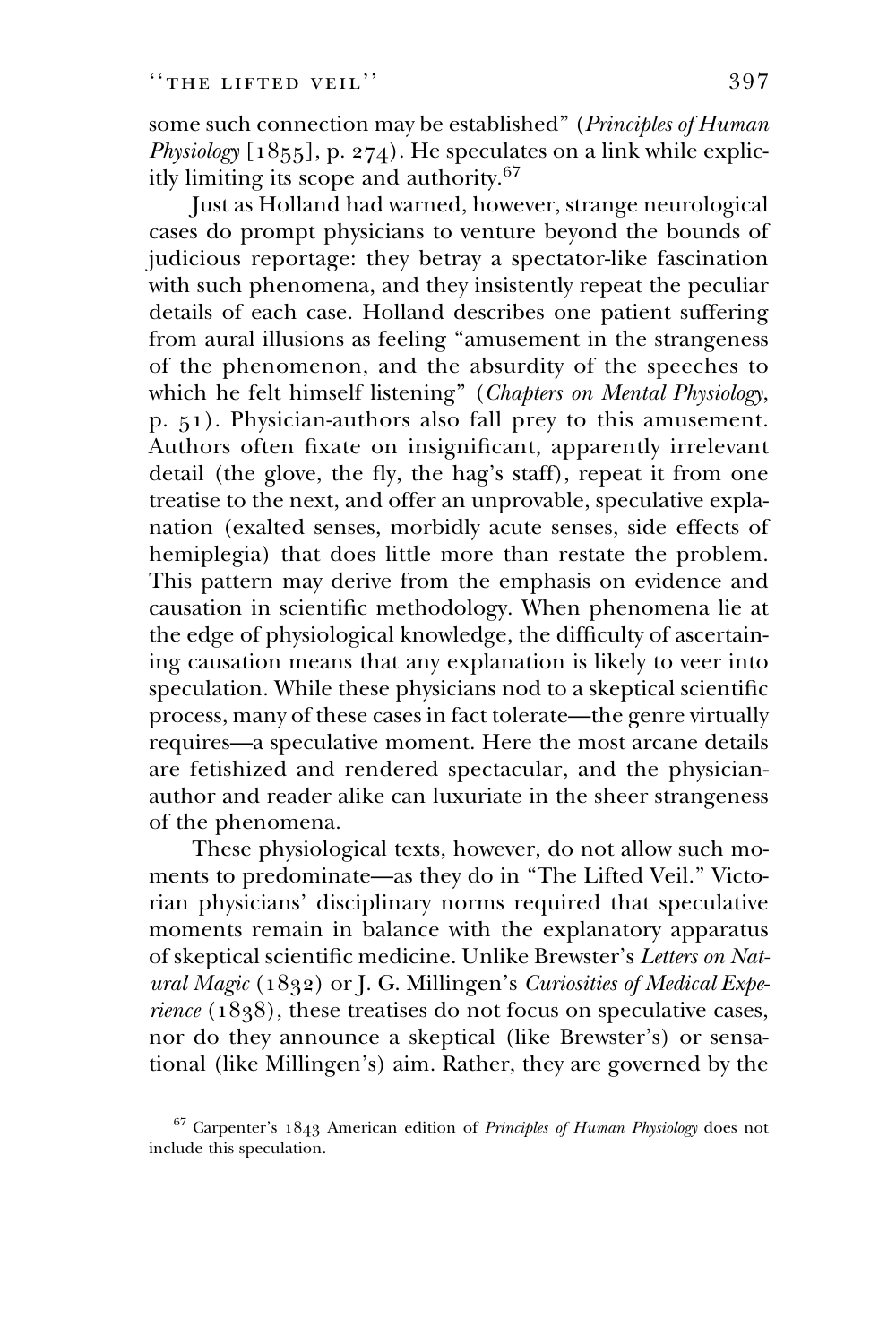some such connection may be established" (*Principles of Human Physiology* [1855], p. 274). He speculates on a link while explicitly limiting its scope and authority.[67]

Just as Holland had warned, however, strange neurological cases do prompt physicians to venture beyond the bounds of judicious reportage: they betray a spectator-like fascination with such phenomena, and they insistently repeat the peculiar details of each case. Holland describes one patient suffering from aural illusions as feeling "amusement in the strangeness of the phenomenon, and the absurdity of the speeches to which he felt himself listening" (*Chapters on Mental Physiology*, p. 51). Physician-authors also fall prey to this amusement. Authors often fixate on insignificant, apparently irrelevant detail (the glove, the fly, the hag's staff), repeat it from one treatise to the next, and offer an unprovable, speculative explanation (exalted senses, morbidly acute senses, side effects of hemiplegia) that does little more than restate the problem. This pattern may derive from the emphasis on evidence and causation in scientific methodology. When phenomena lie at the edge of physiological knowledge, the difficulty of ascertaining causation means that any explanation is likely to veer into speculation. While these physicians nod to a skeptical scientific process, many of these cases in fact tolerate—the genre virtually requires—a speculative moment. Here the most arcane details are fetishized and rendered spectacular, and the physician-author and reader alike can luxuriate in the sheer strangeness of the phenomena.

These physiological texts, however, do not allow such moments to predominate—as they do in "The Lifted Veil." Victorian physicians' disciplinary norms required that speculative moments remain in balance with the explanatory apparatus of skeptical scientific medicine. Unlike Brewster's *Letters on Natural Magic* (1832) or J. G. Millingen's *Curiosities of Medical Experience* (1838), these treatises do not focus on speculative cases, nor do they announce a skeptical (like Brewster's) or sensational (like Millingen's) aim. Rather, they are governed by the

[67] Carpenter's 1843 American edition of *Principles of Human Physiology* does not include this speculation.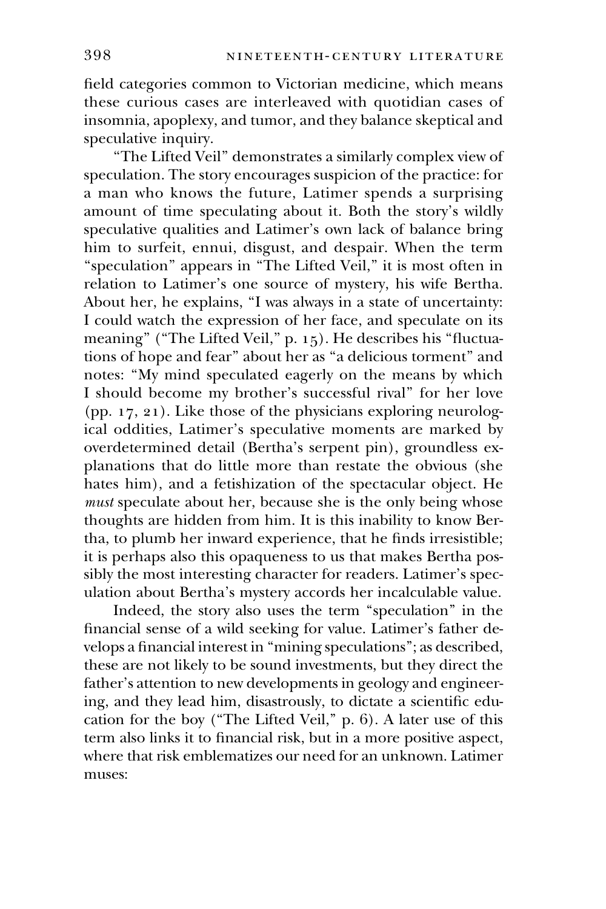field categories common to Victorian medicine, which means these curious cases are interleaved with quotidian cases of insomnia, apoplexy, and tumor, and they balance skeptical and speculative inquiry.

"The Lifted Veil" demonstrates a similarly complex view of speculation. The story encourages suspicion of the practice: for a man who knows the future, Latimer spends a surprising amount of time speculating about it. Both the story's wildly speculative qualities and Latimer's own lack of balance bring him to surfeit, ennui, disgust, and despair. When the term "speculation" appears in "The Lifted Veil," it is most often in relation to Latimer's one source of mystery, his wife Bertha. About her, he explains, "I was always in a state of uncertainty: I could watch the expression of her face, and speculate on its meaning" ("The Lifted Veil," p. 15). He describes his "fluctuations of hope and fear" about her as "a delicious torment" and notes: "My mind speculated eagerly on the means by which I should become my brother's successful rival" for her love (pp. 17, 21). Like those of the physicians exploring neurological oddities, Latimer's speculative moments are marked by overdetermined detail (Bertha's serpent pin), groundless explanations that do little more than restate the obvious (she hates him), and a fetishization of the spectacular object. He *must* speculate about her, because she is the only being whose thoughts are hidden from him. It is this inability to know Bertha, to plumb her inward experience, that he finds irresistible; it is perhaps also this opaqueness to us that makes Bertha possibly the most interesting character for readers. Latimer's speculation about Bertha's mystery accords her incalculable value.

Indeed, the story also uses the term "speculation" in the financial sense of a wild seeking for value. Latimer's father develops a financial interest in "mining speculations"; as described, these are not likely to be sound investments, but they direct the father's attention to new developments in geology and engineering, and they lead him, disastrously, to dictate a scientific education for the boy ("The Lifted Veil," p. 6). A later use of this term also links it to financial risk, but in a more positive aspect, where that risk emblematizes our need for an unknown. Latimer muses: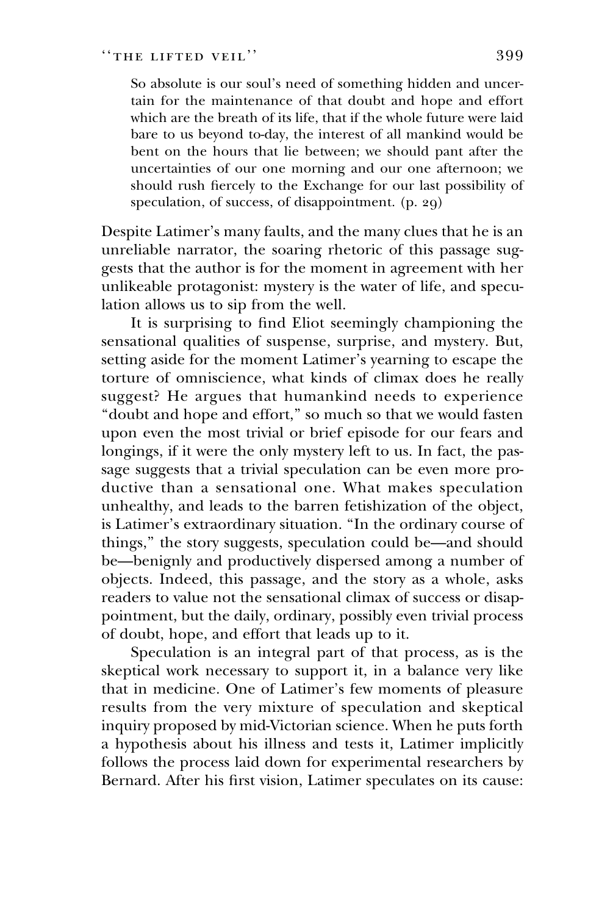> So absolute is our soul's need of something hidden and uncertain for the maintenance of that doubt and hope and effort which are the breath of its life, that if the whole future were laid bare to us beyond to-day, the interest of all mankind would be bent on the hours that lie between; we should pant after the uncertainties of our one morning and our one afternoon; we should rush fiercely to the Exchange for our last possibility of speculation, of success, of disappointment. (p. 29)

Despite Latimer's many faults, and the many clues that he is an unreliable narrator, the soaring rhetoric of this passage suggests that the author is for the moment in agreement with her unlikeable protagonist: mystery is the water of life, and speculation allows us to sip from the well.

It is surprising to find Eliot seemingly championing the sensational qualities of suspense, surprise, and mystery. But, setting aside for the moment Latimer's yearning to escape the torture of omniscience, what kinds of climax does he really suggest? He argues that humankind needs to experience "doubt and hope and effort," so much so that we would fasten upon even the most trivial or brief episode for our fears and longings, if it were the only mystery left to us. In fact, the passage suggests that a trivial speculation can be even more productive than a sensational one. What makes speculation unhealthy, and leads to the barren fetishization of the object, is Latimer's extraordinary situation. "In the ordinary course of things," the story suggests, speculation could be—and should be—benignly and productively dispersed among a number of objects. Indeed, this passage, and the story as a whole, asks readers to value not the sensational climax of success or disappointment, but the daily, ordinary, possibly even trivial process of doubt, hope, and effort that leads up to it.

Speculation is an integral part of that process, as is the skeptical work necessary to support it, in a balance very like that in medicine. One of Latimer's few moments of pleasure results from the very mixture of speculation and skeptical inquiry proposed by mid-Victorian science. When he puts forth a hypothesis about his illness and tests it, Latimer implicitly follows the process laid down for experimental researchers by Bernard. After his first vision, Latimer speculates on its cause: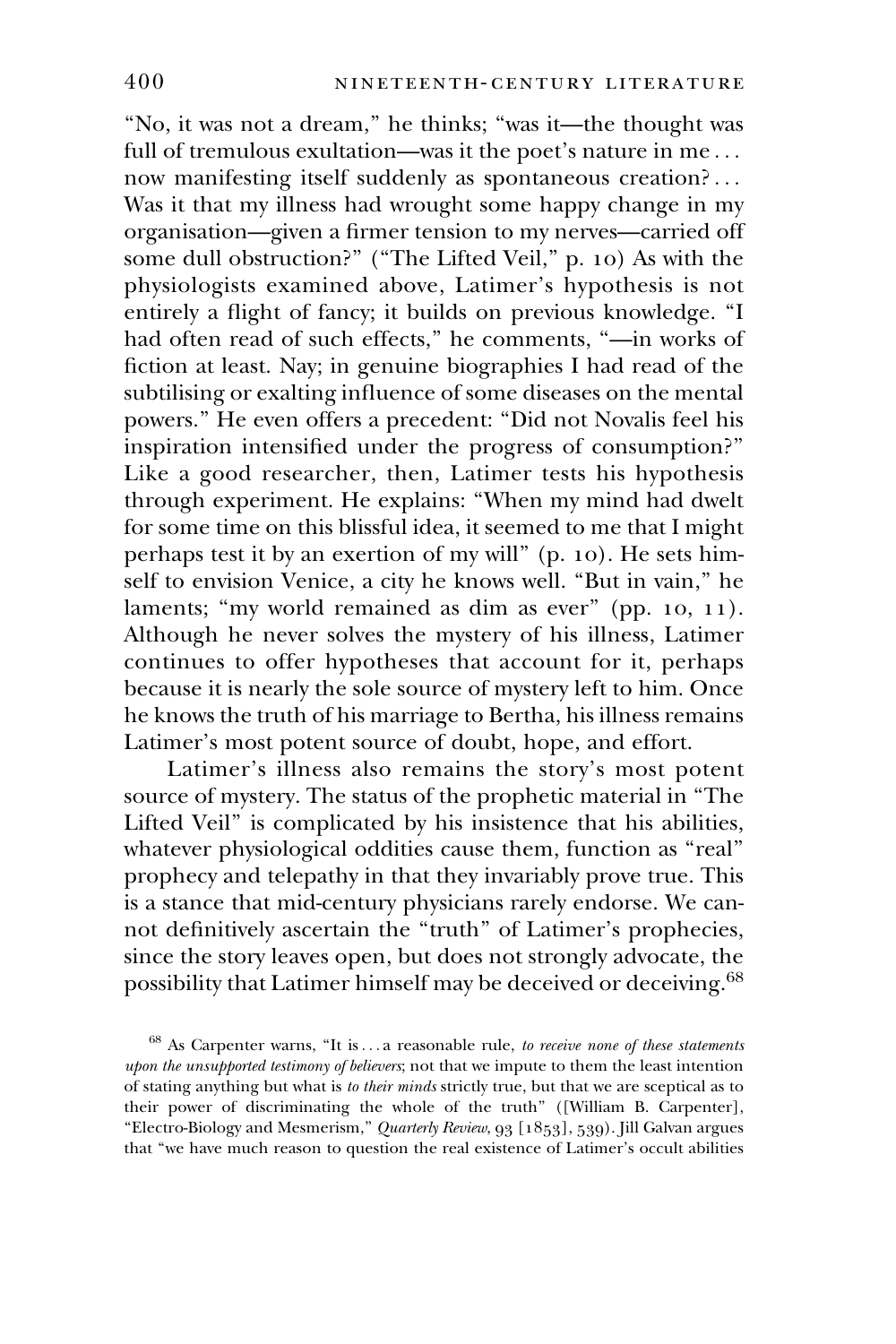"No, it was not a dream," he thinks; "was it—the thought was full of tremulous exultation—was it the poet's nature in me . . . now manifesting itself suddenly as spontaneous creation? . . . Was it that my illness had wrought some happy change in my organisation—given a firmer tension to my nerves—carried off some dull obstruction?" ("The Lifted Veil," p. 10) As with the physiologists examined above, Latimer's hypothesis is not entirely a flight of fancy; it builds on previous knowledge. "I had often read of such effects," he comments, "—in works of fiction at least. Nay; in genuine biographies I had read of the subtilising or exalting influence of some diseases on the mental powers." He even offers a precedent: "Did not Novalis feel his inspiration intensified under the progress of consumption?" Like a good researcher, then, Latimer tests his hypothesis through experiment. He explains: "When my mind had dwelt for some time on this blissful idea, it seemed to me that I might perhaps test it by an exertion of my will" (p. 10). He sets himself to envision Venice, a city he knows well. "But in vain," he laments; "my world remained as dim as ever" (pp. 10, 11). Although he never solves the mystery of his illness, Latimer continues to offer hypotheses that account for it, perhaps because it is nearly the sole source of mystery left to him. Once he knows the truth of his marriage to Bertha, his illness remains Latimer's most potent source of doubt, hope, and effort.

Latimer's illness also remains the story's most potent source of mystery. The status of the prophetic material in "The Lifted Veil" is complicated by his insistence that his abilities, whatever physiological oddities cause them, function as "real" prophecy and telepathy in that they invariably prove true. This is a stance that mid-century physicians rarely endorse. We cannot definitively ascertain the "truth" of Latimer's prophecies, since the story leaves open, but does not strongly advocate, the possibility that Latimer himself may be deceived or deceiving.[68]

[68] As Carpenter warns, "It is . . . a reasonable rule, *to receive none of these statements upon the unsupported testimony of believers*; not that we impute to them the least intention of stating anything but what is *to their minds* strictly true, but that we are sceptical as to their power of discriminating the whole of the truth" ([William B. Carpenter], "Electro-Biology and Mesmerism," *Quarterly Review*, 93 [1853], 539). Jill Galvan argues that "we have much reason to question the real existence of Latimer's occult abilities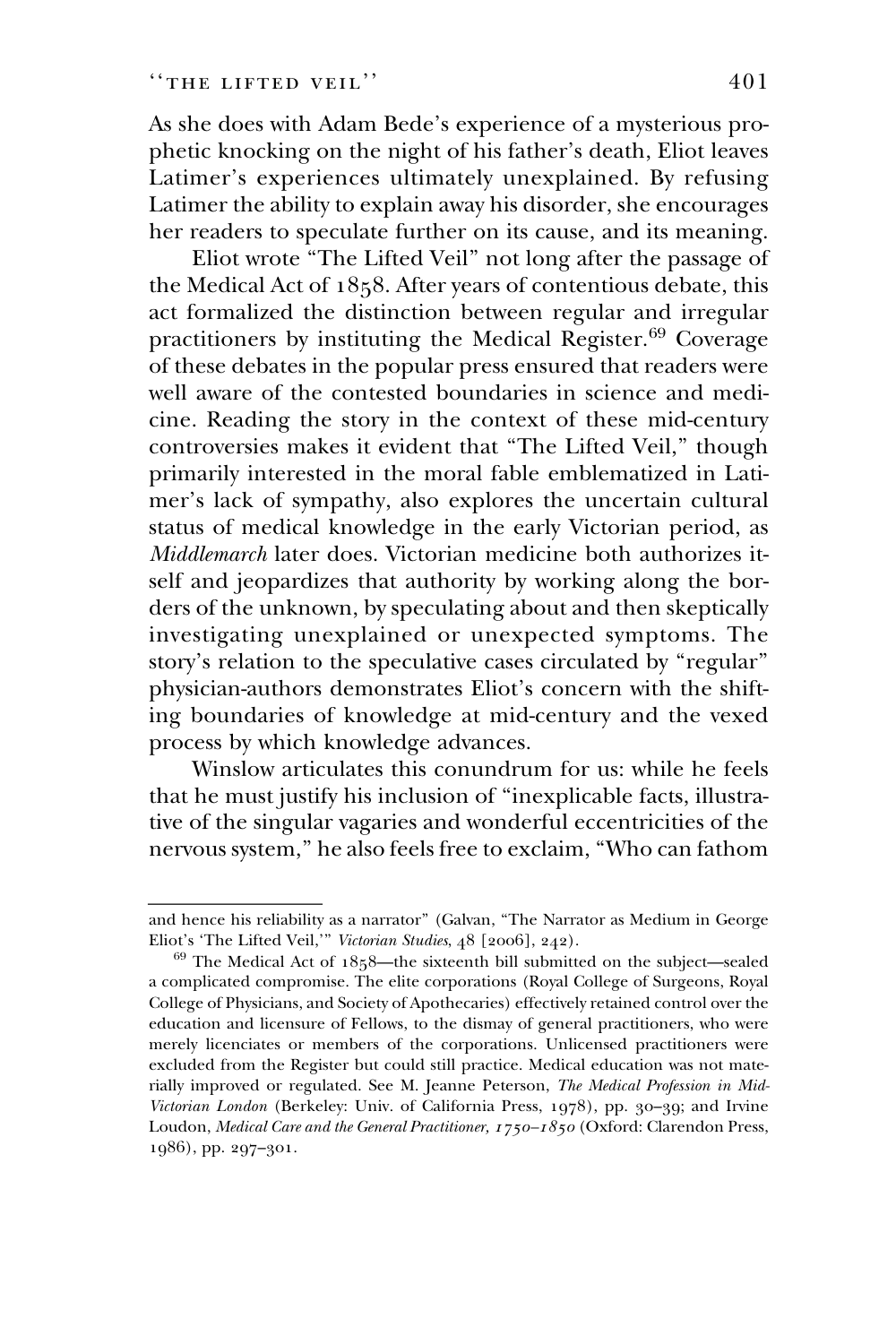As she does with Adam Bede's experience of a mysterious prophetic knocking on the night of his father's death, Eliot leaves Latimer's experiences ultimately unexplained. By refusing Latimer the ability to explain away his disorder, she encourages her readers to speculate further on its cause, and its meaning.

Eliot wrote "The Lifted Veil" not long after the passage of the Medical Act of 1858. After years of contentious debate, this act formalized the distinction between regular and irregular practitioners by instituting the Medical Register.[69] Coverage of these debates in the popular press ensured that readers were well aware of the contested boundaries in science and medicine. Reading the story in the context of these mid-century controversies makes it evident that "The Lifted Veil," though primarily interested in the moral fable emblematized in Latimer's lack of sympathy, also explores the uncertain cultural status of medical knowledge in the early Victorian period, as *Middlemarch* later does. Victorian medicine both authorizes itself and jeopardizes that authority by working along the borders of the unknown, by speculating about and then skeptically investigating unexplained or unexpected symptoms. The story's relation to the speculative cases circulated by "regular" physician-authors demonstrates Eliot's concern with the shifting boundaries of knowledge at mid-century and the vexed process by which knowledge advances.

Winslow articulates this conundrum for us: while he feels that he must justify his inclusion of "inexplicable facts, illustrative of the singular vagaries and wonderful eccentricities of the nervous system," he also feels free to exclaim, "Who can fathom

---

and hence his reliability as a narrator" (Galvan, "The Narrator as Medium in George Eliot's 'The Lifted Veil,'" *Victorian Studies*, 48 [2006], 242).

[69] The Medical Act of 1858—the sixteenth bill submitted on the subject—sealed a complicated compromise. The elite corporations (Royal College of Surgeons, Royal College of Physicians, and Society of Apothecaries) effectively retained control over the education and licensure of Fellows, to the dismay of general practitioners, who were merely licenciates or members of the corporations. Unlicensed practitioners were excluded from the Register but could still practice. Medical education was not materially improved or regulated. See M. Jeanne Peterson, *The Medical Profession in Mid-Victorian London* (Berkeley: Univ. of California Press, 1978), pp. 30–39; and Irvine Loudon, *Medical Care and the General Practitioner, 1750–1850* (Oxford: Clarendon Press, 1986), pp. 297–301.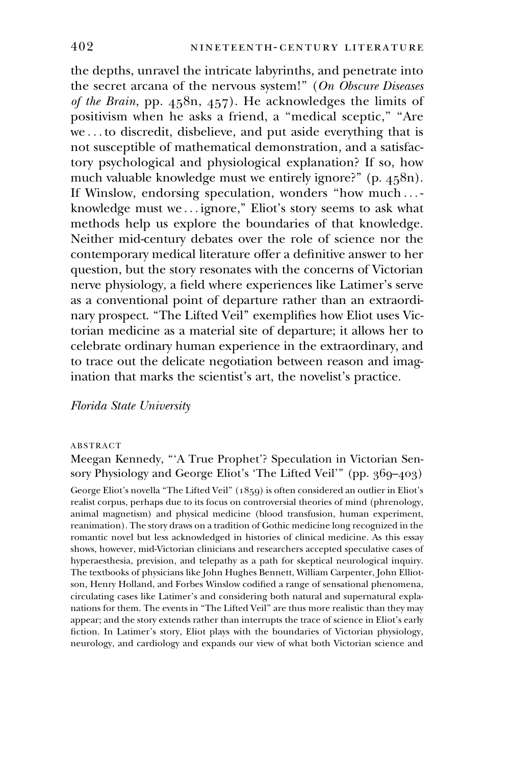the depths, unravel the intricate labyrinths, and penetrate into the secret arcana of the nervous system!" (*On Obscure Diseases of the Brain*, pp. 458n, 457). He acknowledges the limits of positivism when he asks a friend, a "medical sceptic," "Are we . . . to discredit, disbelieve, and put aside everything that is not susceptible of mathematical demonstration, and a satisfactory psychological and physiological explanation? If so, how much valuable knowledge must we entirely ignore?" (p. 458n). If Winslow, endorsing speculation, wonders "how much . . . knowledge must we . . . ignore," Eliot's story seems to ask what methods help us explore the boundaries of that knowledge. Neither mid-century debates over the role of science nor the contemporary medical literature offer a definitive answer to her question, but the story resonates with the concerns of Victorian nerve physiology, a field where experiences like Latimer's serve as a conventional point of departure rather than an extraordinary prospect. "The Lifted Veil" exemplifies how Eliot uses Victorian medicine as a material site of departure; it allows her to celebrate ordinary human experience in the extraordinary, and to trace out the delicate negotiation between reason and imagination that marks the scientist's art, the novelist's practice.

*Florida State University*

ABSTRACT

Meegan Kennedy, "'A True Prophet'? Speculation in Victorian Sensory Physiology and George Eliot's 'The Lifted Veil'" (pp. 369–403)

George Eliot's novella "The Lifted Veil" (1859) is often considered an outlier in Eliot's realist corpus, perhaps due to its focus on controversial theories of mind (phrenology, animal magnetism) and physical medicine (blood transfusion, human experiment, reanimation). The story draws on a tradition of Gothic medicine long recognized in the romantic novel but less acknowledged in histories of clinical medicine. As this essay shows, however, mid-Victorian clinicians and researchers accepted speculative cases of hyperaesthesia, prevision, and telepathy as a path for skeptical neurological inquiry. The textbooks of physicians like John Hughes Bennett, William Carpenter, John Elliotson, Henry Holland, and Forbes Winslow codified a range of sensational phenomena, circulating cases like Latimer's and considering both natural and supernatural explanations for them. The events in "The Lifted Veil" are thus more realistic than they may appear; and the story extends rather than interrupts the trace of science in Eliot's early fiction. In Latimer's story, Eliot plays with the boundaries of Victorian physiology, neurology, and cardiology and expands our view of what both Victorian science and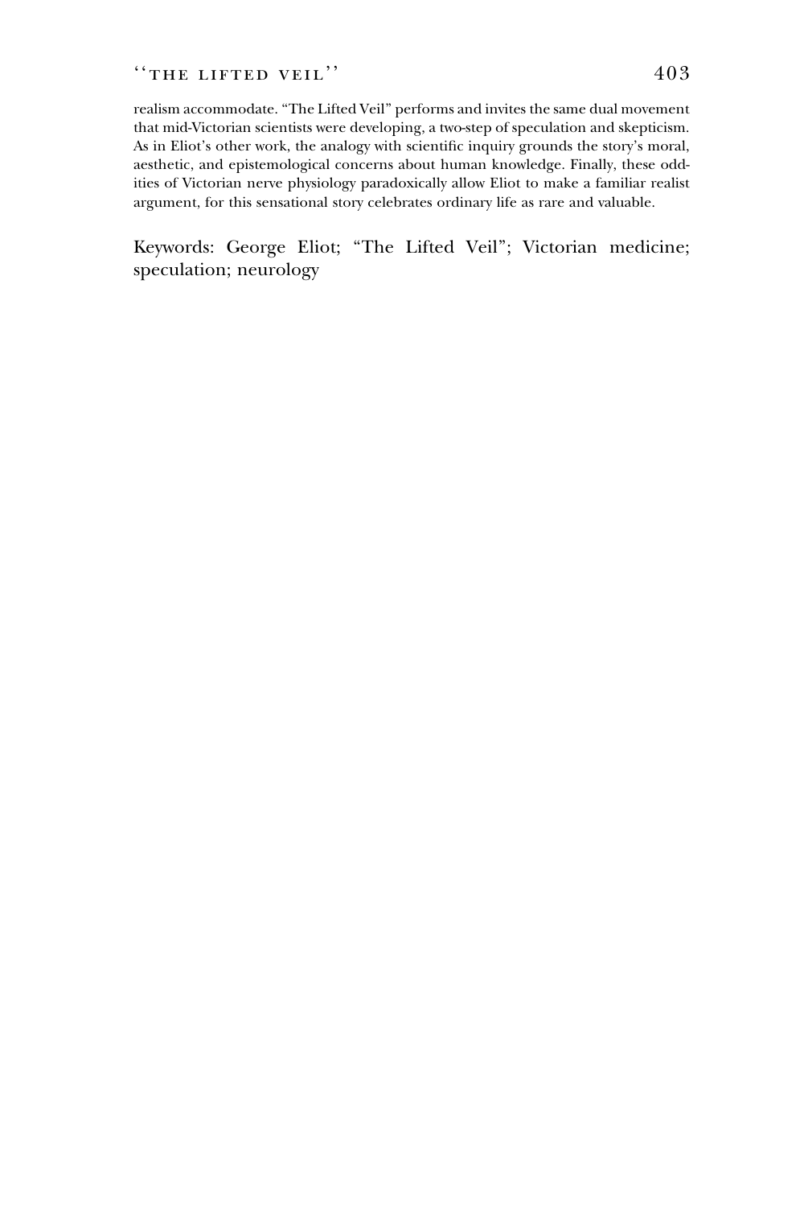realism accommodate. “The Lifted Veil” performs and invites the same dual movement that mid-Victorian scientists were developing, a two-step of speculation and skepticism. As in Eliot’s other work, the analogy with scientific inquiry grounds the story’s moral, aesthetic, and epistemological concerns about human knowledge. Finally, these oddities of Victorian nerve physiology paradoxically allow Eliot to make a familiar realist argument, for this sensational story celebrates ordinary life as rare and valuable.

Keywords: George Eliot; “The Lifted Veil”; Victorian medicine; speculation; neurology